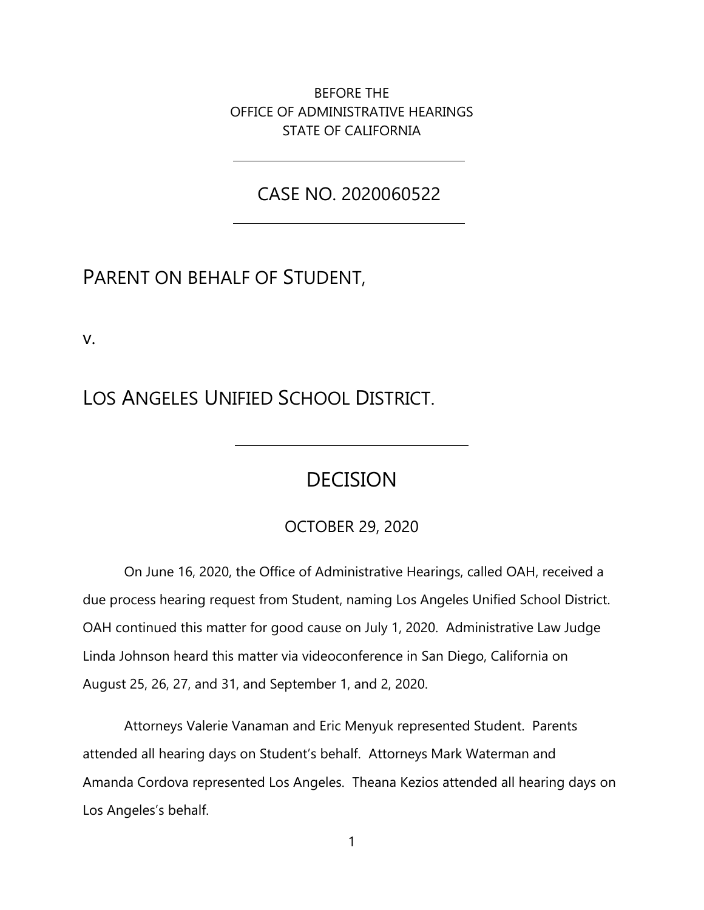BEFORE THE
OFFICE OF ADMINISTRATIVE HEARINGS
STATE OF CALIFORNIA

---

CASE NO. 2020060522

---

PARENT ON BEHALF OF STUDENT,

v.

LOS ANGELES UNIFIED SCHOOL DISTRICT.

---

# DECISION

OCTOBER 29, 2020

On June 16, 2020, the Office of Administrative Hearings, called OAH, received a due process hearing request from Student, naming Los Angeles Unified School District. OAH continued this matter for good cause on July 1, 2020. Administrative Law Judge Linda Johnson heard this matter via videoconference in San Diego, California on August 25, 26, 27, and 31, and September 1, and 2, 2020.

Attorneys Valerie Vanaman and Eric Menyuk represented Student. Parents attended all hearing days on Student's behalf. Attorneys Mark Waterman and Amanda Cordova represented Los Angeles. Theana Kezios attended all hearing days on Los Angeles's behalf.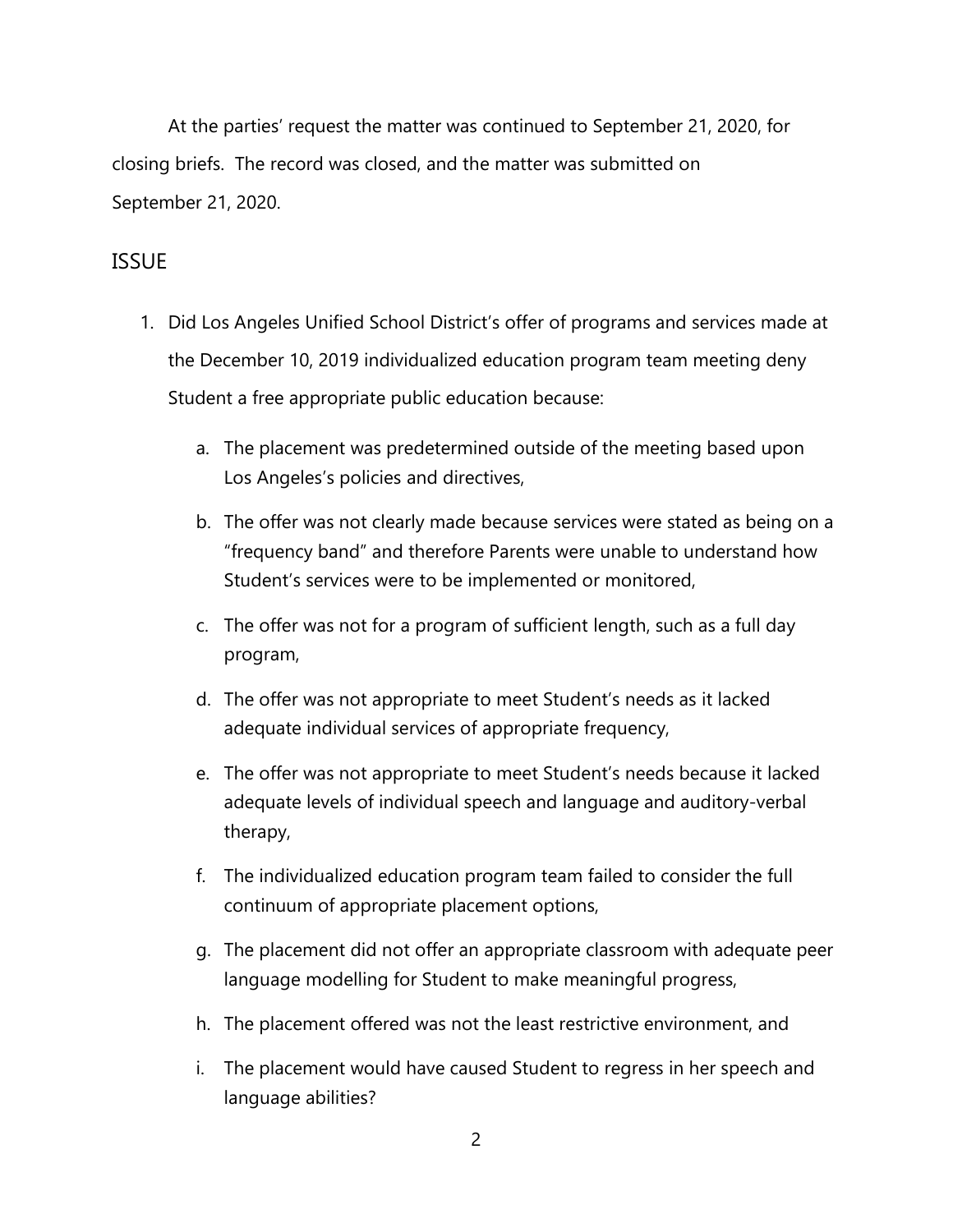At the parties' request the matter was continued to September 21, 2020, for closing briefs. The record was closed, and the matter was submitted on September 21, 2020.

## ISSUE

1. Did Los Angeles Unified School District's offer of programs and services made at the December 10, 2019 individualized education program team meeting deny Student a free appropriate public education because:

   a. The placement was predetermined outside of the meeting based upon Los Angeles's policies and directives,

   b. The offer was not clearly made because services were stated as being on a "frequency band" and therefore Parents were unable to understand how Student's services were to be implemented or monitored,

   c. The offer was not for a program of sufficient length, such as a full day program,

   d. The offer was not appropriate to meet Student's needs as it lacked adequate individual services of appropriate frequency,

   e. The offer was not appropriate to meet Student's needs because it lacked adequate levels of individual speech and language and auditory-verbal therapy,

   f. The individualized education program team failed to consider the full continuum of appropriate placement options,

   g. The placement did not offer an appropriate classroom with adequate peer language modelling for Student to make meaningful progress,

   h. The placement offered was not the least restrictive environment, and

   i. The placement would have caused Student to regress in her speech and language abilities?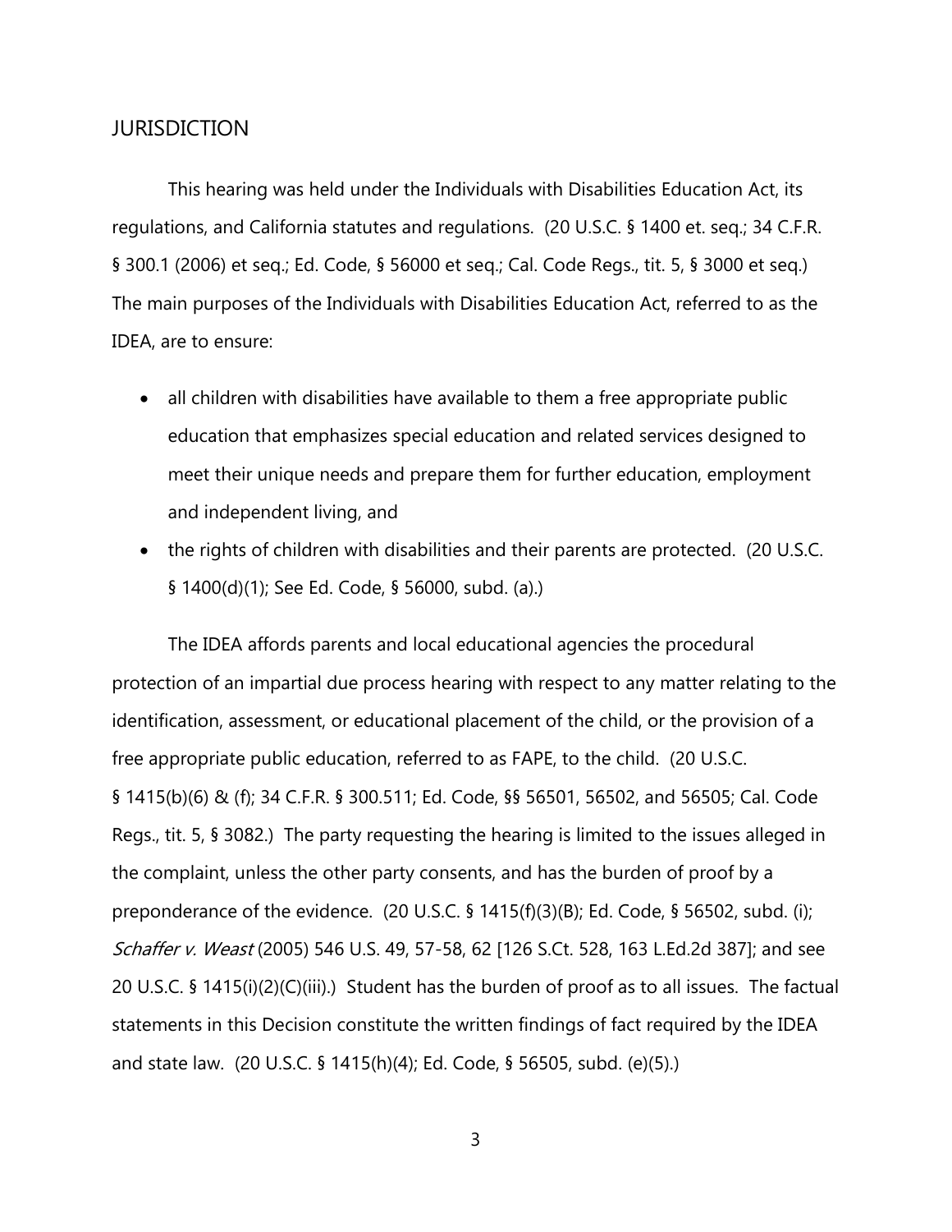## JURISDICTION

This hearing was held under the Individuals with Disabilities Education Act, its regulations, and California statutes and regulations. (20 U.S.C. § 1400 et. seq.; 34 C.F.R. § 300.1 (2006) et seq.; Ed. Code, § 56000 et seq.; Cal. Code Regs., tit. 5, § 3000 et seq.) The main purposes of the Individuals with Disabilities Education Act, referred to as the IDEA, are to ensure:

- all children with disabilities have available to them a free appropriate public education that emphasizes special education and related services designed to meet their unique needs and prepare them for further education, employment and independent living, and
- the rights of children with disabilities and their parents are protected. (20 U.S.C. § 1400(d)(1); See Ed. Code, § 56000, subd. (a).)

The IDEA affords parents and local educational agencies the procedural protection of an impartial due process hearing with respect to any matter relating to the identification, assessment, or educational placement of the child, or the provision of a free appropriate public education, referred to as FAPE, to the child. (20 U.S.C. § 1415(b)(6) & (f); 34 C.F.R. § 300.511; Ed. Code, §§ 56501, 56502, and 56505; Cal. Code Regs., tit. 5, § 3082.) The party requesting the hearing is limited to the issues alleged in the complaint, unless the other party consents, and has the burden of proof by a preponderance of the evidence. (20 U.S.C. § 1415(f)(3)(B); Ed. Code, § 56502, subd. (i); *Schaffer v. Weast* (2005) 546 U.S. 49, 57-58, 62 [126 S.Ct. 528, 163 L.Ed.2d 387]; and see 20 U.S.C. § 1415(i)(2)(C)(iii).) Student has the burden of proof as to all issues. The factual statements in this Decision constitute the written findings of fact required by the IDEA and state law. (20 U.S.C. § 1415(h)(4); Ed. Code, § 56505, subd. (e)(5).)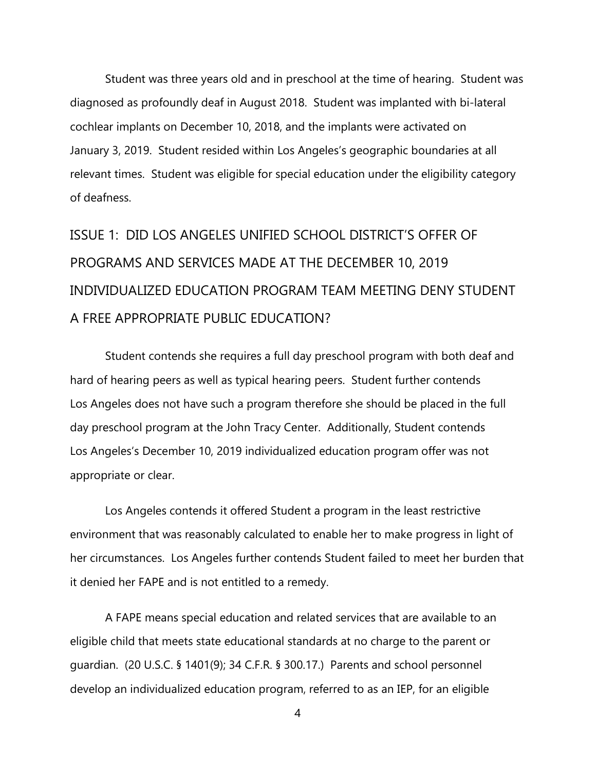Student was three years old and in preschool at the time of hearing. Student was diagnosed as profoundly deaf in August 2018. Student was implanted with bi-lateral cochlear implants on December 10, 2018, and the implants were activated on January 3, 2019. Student resided within Los Angeles's geographic boundaries at all relevant times. Student was eligible for special education under the eligibility category of deafness.

## ISSUE 1: DID LOS ANGELES UNIFIED SCHOOL DISTRICT'S OFFER OF PROGRAMS AND SERVICES MADE AT THE DECEMBER 10, 2019 INDIVIDUALIZED EDUCATION PROGRAM TEAM MEETING DENY STUDENT A FREE APPROPRIATE PUBLIC EDUCATION?

Student contends she requires a full day preschool program with both deaf and hard of hearing peers as well as typical hearing peers. Student further contends Los Angeles does not have such a program therefore she should be placed in the full day preschool program at the John Tracy Center. Additionally, Student contends Los Angeles's December 10, 2019 individualized education program offer was not appropriate or clear.

Los Angeles contends it offered Student a program in the least restrictive environment that was reasonably calculated to enable her to make progress in light of her circumstances. Los Angeles further contends Student failed to meet her burden that it denied her FAPE and is not entitled to a remedy.

A FAPE means special education and related services that are available to an eligible child that meets state educational standards at no charge to the parent or guardian. (20 U.S.C. § 1401(9); 34 C.F.R. § 300.17.) Parents and school personnel develop an individualized education program, referred to as an IEP, for an eligible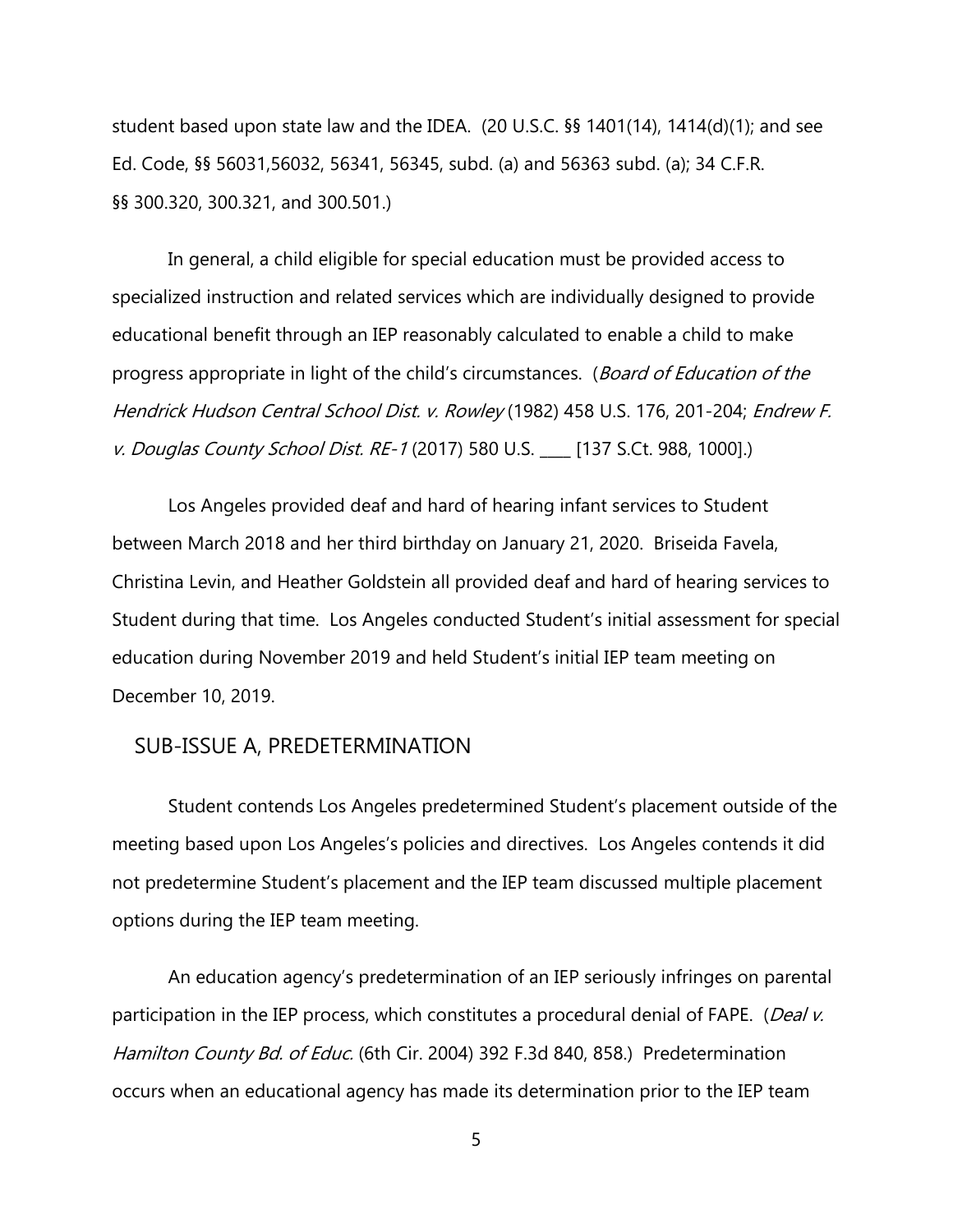student based upon state law and the IDEA. (20 U.S.C. §§ 1401(14), 1414(d)(1); and see Ed. Code, §§ 56031,56032, 56341, 56345, subd. (a) and 56363 subd. (a); 34 C.F.R. §§ 300.320, 300.321, and 300.501.)

In general, a child eligible for special education must be provided access to specialized instruction and related services which are individually designed to provide educational benefit through an IEP reasonably calculated to enable a child to make progress appropriate in light of the child's circumstances. (*Board of Education of the Hendrick Hudson Central School Dist. v. Rowley* (1982) 458 U.S. 176, 201-204; *Endrew F. v. Douglas County School Dist. RE-1* (2017) 580 U.S. ____ [137 S.Ct. 988, 1000].)

Los Angeles provided deaf and hard of hearing infant services to Student between March 2018 and her third birthday on January 21, 2020. Briseida Favela, Christina Levin, and Heather Goldstein all provided deaf and hard of hearing services to Student during that time. Los Angeles conducted Student's initial assessment for special education during November 2019 and held Student's initial IEP team meeting on December 10, 2019.

## SUB-ISSUE A, PREDETERMINATION

Student contends Los Angeles predetermined Student's placement outside of the meeting based upon Los Angeles's policies and directives. Los Angeles contends it did not predetermine Student's placement and the IEP team discussed multiple placement options during the IEP team meeting.

An education agency's predetermination of an IEP seriously infringes on parental participation in the IEP process, which constitutes a procedural denial of FAPE. (*Deal v. Hamilton County Bd. of Educ.* (6th Cir. 2004) 392 F.3d 840, 858.) Predetermination occurs when an educational agency has made its determination prior to the IEP team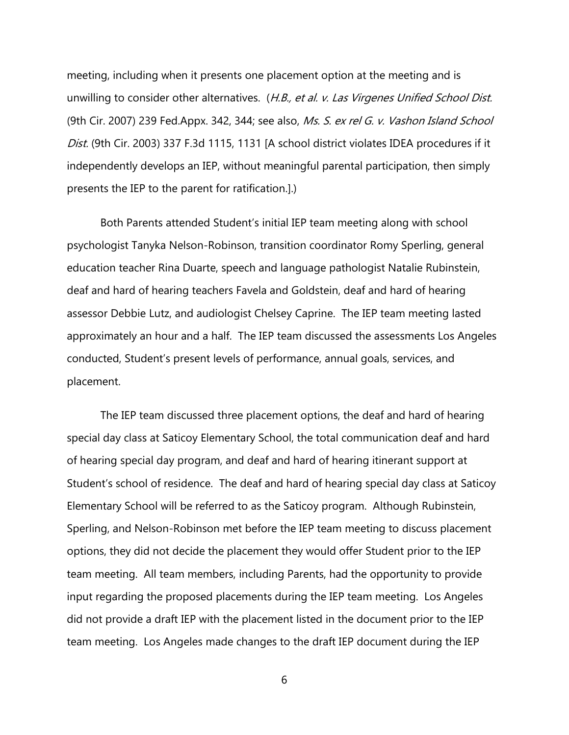meeting, including when it presents one placement option at the meeting and is unwilling to consider other alternatives. (*H.B., et al. v. Las Virgenes Unified School Dist.* (9th Cir. 2007) 239 Fed.Appx. 342, 344; see also, *Ms. S. ex rel G. v. Vashon Island School Dist.* (9th Cir. 2003) 337 F.3d 1115, 1131 [A school district violates IDEA procedures if it independently develops an IEP, without meaningful parental participation, then simply presents the IEP to the parent for ratification.].)

Both Parents attended Student's initial IEP team meeting along with school psychologist Tanyka Nelson-Robinson, transition coordinator Romy Sperling, general education teacher Rina Duarte, speech and language pathologist Natalie Rubinstein, deaf and hard of hearing teachers Favela and Goldstein, deaf and hard of hearing assessor Debbie Lutz, and audiologist Chelsey Caprine. The IEP team meeting lasted approximately an hour and a half. The IEP team discussed the assessments Los Angeles conducted, Student's present levels of performance, annual goals, services, and placement.

The IEP team discussed three placement options, the deaf and hard of hearing special day class at Saticoy Elementary School, the total communication deaf and hard of hearing special day program, and deaf and hard of hearing itinerant support at Student's school of residence. The deaf and hard of hearing special day class at Saticoy Elementary School will be referred to as the Saticoy program. Although Rubinstein, Sperling, and Nelson-Robinson met before the IEP team meeting to discuss placement options, they did not decide the placement they would offer Student prior to the IEP team meeting. All team members, including Parents, had the opportunity to provide input regarding the proposed placements during the IEP team meeting. Los Angeles did not provide a draft IEP with the placement listed in the document prior to the IEP team meeting. Los Angeles made changes to the draft IEP document during the IEP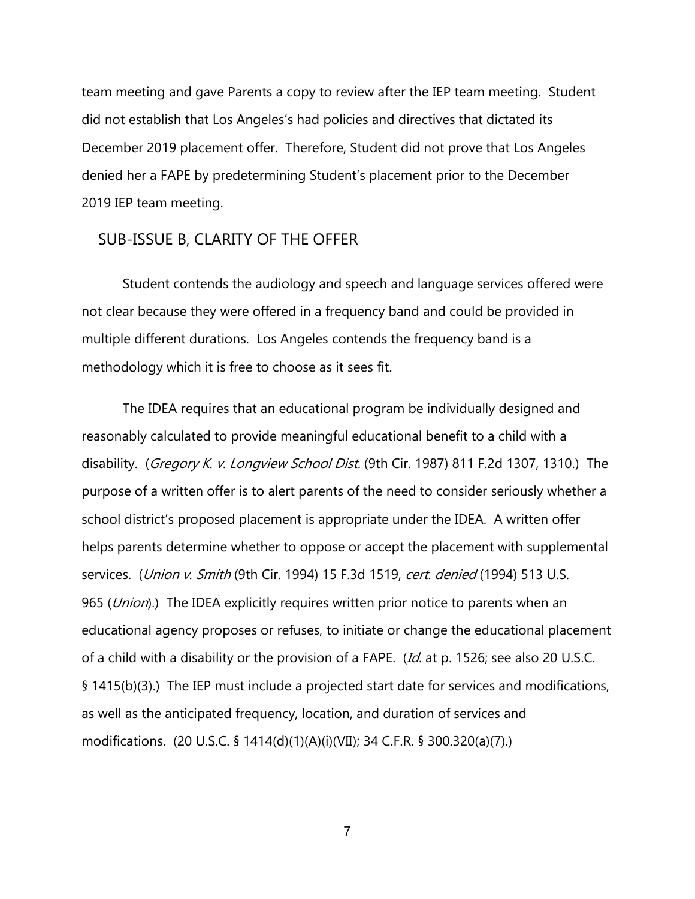team meeting and gave Parents a copy to review after the IEP team meeting. Student did not establish that Los Angeles's had policies and directives that dictated its December 2019 placement offer. Therefore, Student did not prove that Los Angeles denied her a FAPE by predetermining Student's placement prior to the December 2019 IEP team meeting.

## SUB-ISSUE B, CLARITY OF THE OFFER

Student contends the audiology and speech and language services offered were not clear because they were offered in a frequency band and could be provided in multiple different durations. Los Angeles contends the frequency band is a methodology which it is free to choose as it sees fit.

The IDEA requires that an educational program be individually designed and reasonably calculated to provide meaningful educational benefit to a child with a disability. (*Gregory K. v. Longview School Dist.* (9th Cir. 1987) 811 F.2d 1307, 1310.) The purpose of a written offer is to alert parents of the need to consider seriously whether a school district's proposed placement is appropriate under the IDEA. A written offer helps parents determine whether to oppose or accept the placement with supplemental services. (*Union v. Smith* (9th Cir. 1994) 15 F.3d 1519, *cert. denied* (1994) 513 U.S. 965 (*Union*).) The IDEA explicitly requires written prior notice to parents when an educational agency proposes or refuses, to initiate or change the educational placement of a child with a disability or the provision of a FAPE. (*Id.* at p. 1526; see also 20 U.S.C. § 1415(b)(3).) The IEP must include a projected start date for services and modifications, as well as the anticipated frequency, location, and duration of services and modifications. (20 U.S.C. § 1414(d)(1)(A)(i)(VII); 34 C.F.R. § 300.320(a)(7).)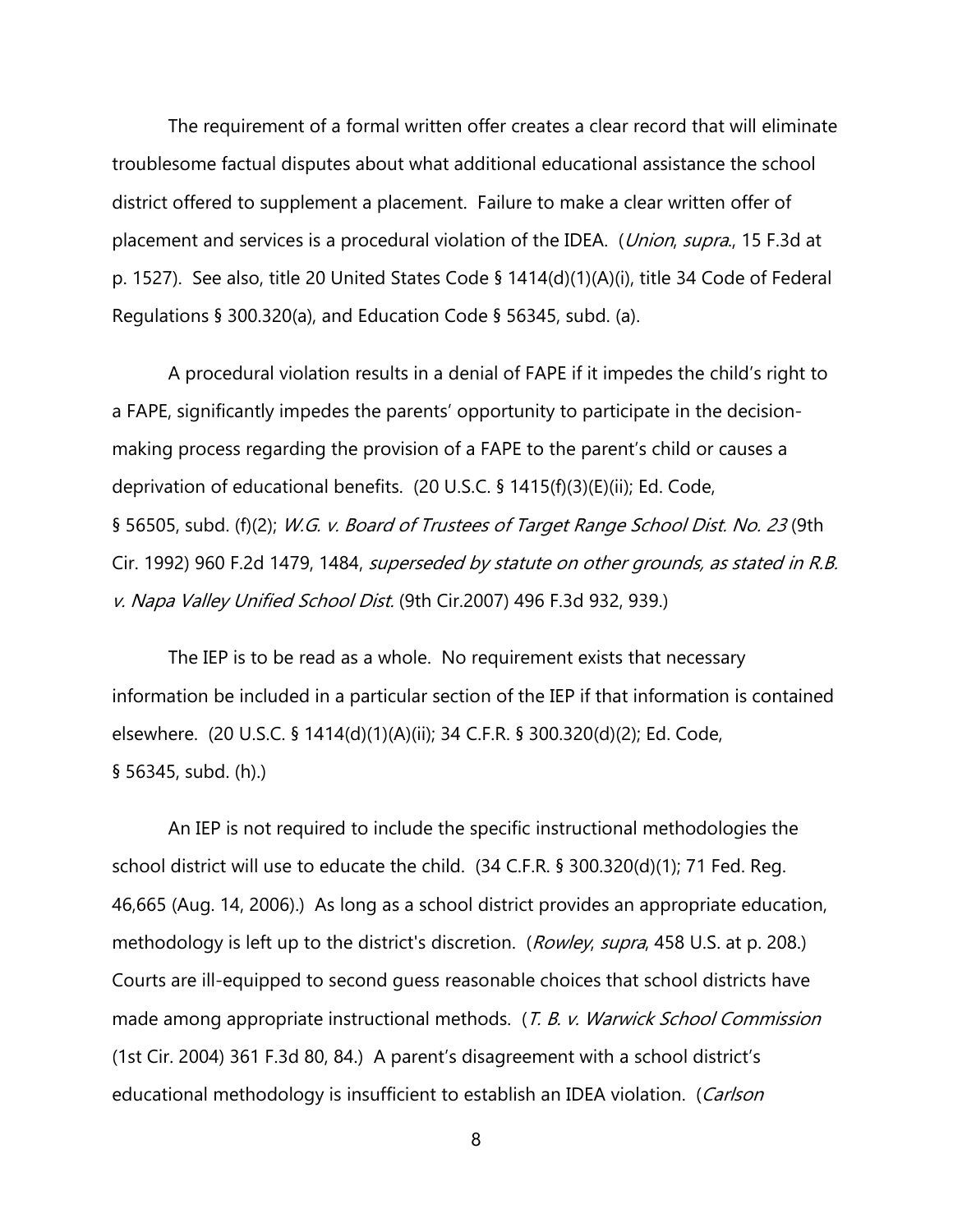The requirement of a formal written offer creates a clear record that will eliminate troublesome factual disputes about what additional educational assistance the school district offered to supplement a placement. Failure to make a clear written offer of placement and services is a procedural violation of the IDEA. (*Union*, *supra*., 15 F.3d at p. 1527). See also, title 20 United States Code § 1414(d)(1)(A)(i), title 34 Code of Federal Regulations § 300.320(a), and Education Code § 56345, subd. (a).

A procedural violation results in a denial of FAPE if it impedes the child's right to a FAPE, significantly impedes the parents' opportunity to participate in the decision-making process regarding the provision of a FAPE to the parent's child or causes a deprivation of educational benefits. (20 U.S.C. § 1415(f)(3)(E)(ii); Ed. Code, § 56505, subd. (f)(2); *W.G. v. Board of Trustees of Target Range School Dist. No. 23* (9th Cir. 1992) 960 F.2d 1479, 1484, *superseded by statute on other grounds, as stated in R.B. v. Napa Valley Unified School Dist.* (9th Cir.2007) 496 F.3d 932, 939.)

The IEP is to be read as a whole. No requirement exists that necessary information be included in a particular section of the IEP if that information is contained elsewhere. (20 U.S.C. § 1414(d)(1)(A)(ii); 34 C.F.R. § 300.320(d)(2); Ed. Code, § 56345, subd. (h).)

An IEP is not required to include the specific instructional methodologies the school district will use to educate the child. (34 C.F.R. § 300.320(d)(1); 71 Fed. Reg. 46,665 (Aug. 14, 2006).) As long as a school district provides an appropriate education, methodology is left up to the district's discretion. (*Rowley*, *supra*, 458 U.S. at p. 208.) Courts are ill-equipped to second guess reasonable choices that school districts have made among appropriate instructional methods. (*T. B. v. Warwick School Commission* (1st Cir. 2004) 361 F.3d 80, 84.) A parent's disagreement with a school district's educational methodology is insufficient to establish an IDEA violation. (*Carlson*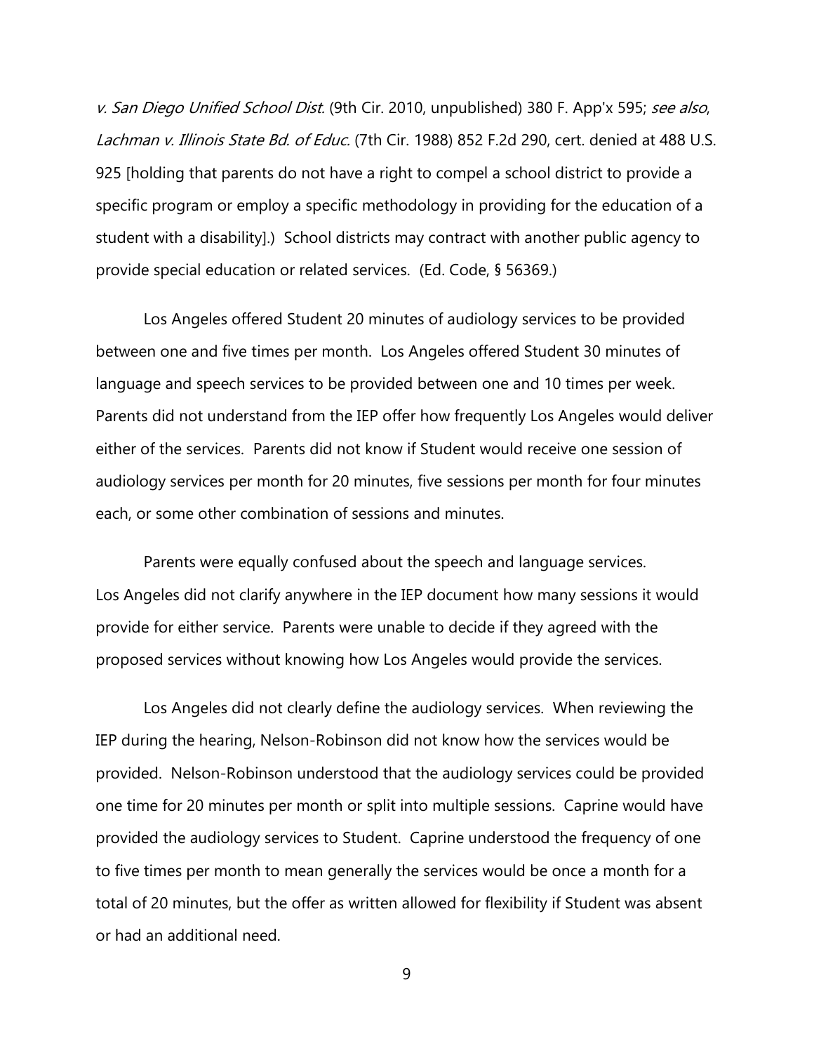*v. San Diego Unified School Dist.* (9th Cir. 2010, unpublished) 380 F. App'x 595; *see also*, *Lachman v. Illinois State Bd. of Educ.* (7th Cir. 1988) 852 F.2d 290, cert. denied at 488 U.S. 925 [holding that parents do not have a right to compel a school district to provide a specific program or employ a specific methodology in providing for the education of a student with a disability].) School districts may contract with another public agency to provide special education or related services. (Ed. Code, § 56369.)

Los Angeles offered Student 20 minutes of audiology services to be provided between one and five times per month. Los Angeles offered Student 30 minutes of language and speech services to be provided between one and 10 times per week. Parents did not understand from the IEP offer how frequently Los Angeles would deliver either of the services. Parents did not know if Student would receive one session of audiology services per month for 20 minutes, five sessions per month for four minutes each, or some other combination of sessions and minutes.

Parents were equally confused about the speech and language services. Los Angeles did not clarify anywhere in the IEP document how many sessions it would provide for either service. Parents were unable to decide if they agreed with the proposed services without knowing how Los Angeles would provide the services.

Los Angeles did not clearly define the audiology services. When reviewing the IEP during the hearing, Nelson-Robinson did not know how the services would be provided. Nelson-Robinson understood that the audiology services could be provided one time for 20 minutes per month or split into multiple sessions. Caprine would have provided the audiology services to Student. Caprine understood the frequency of one to five times per month to mean generally the services would be once a month for a total of 20 minutes, but the offer as written allowed for flexibility if Student was absent or had an additional need.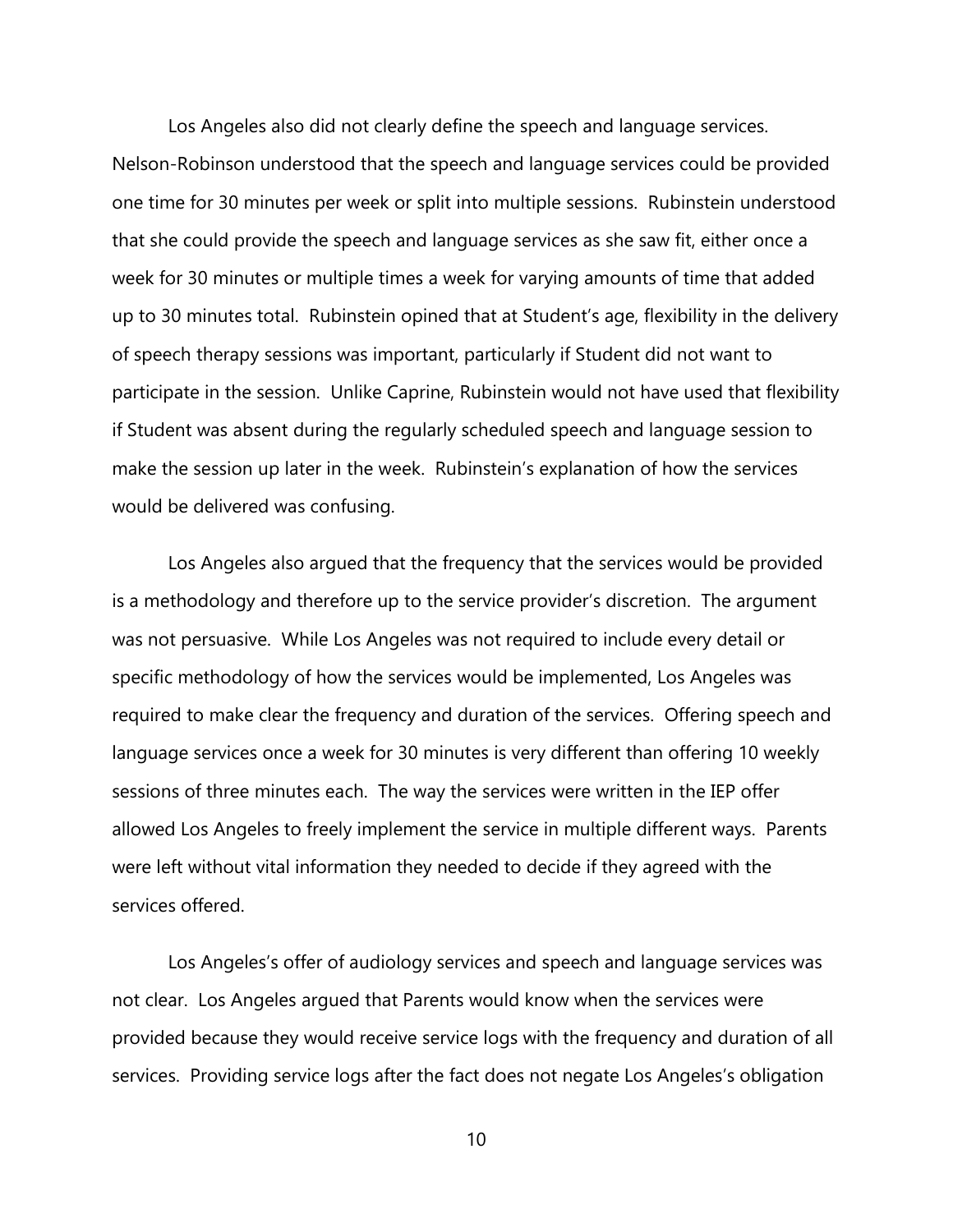Los Angeles also did not clearly define the speech and language services. Nelson-Robinson understood that the speech and language services could be provided one time for 30 minutes per week or split into multiple sessions. Rubinstein understood that she could provide the speech and language services as she saw fit, either once a week for 30 minutes or multiple times a week for varying amounts of time that added up to 30 minutes total. Rubinstein opined that at Student's age, flexibility in the delivery of speech therapy sessions was important, particularly if Student did not want to participate in the session. Unlike Caprine, Rubinstein would not have used that flexibility if Student was absent during the regularly scheduled speech and language session to make the session up later in the week. Rubinstein's explanation of how the services would be delivered was confusing.

Los Angeles also argued that the frequency that the services would be provided is a methodology and therefore up to the service provider's discretion. The argument was not persuasive. While Los Angeles was not required to include every detail or specific methodology of how the services would be implemented, Los Angeles was required to make clear the frequency and duration of the services. Offering speech and language services once a week for 30 minutes is very different than offering 10 weekly sessions of three minutes each. The way the services were written in the IEP offer allowed Los Angeles to freely implement the service in multiple different ways. Parents were left without vital information they needed to decide if they agreed with the services offered.

Los Angeles's offer of audiology services and speech and language services was not clear. Los Angeles argued that Parents would know when the services were provided because they would receive service logs with the frequency and duration of all services. Providing service logs after the fact does not negate Los Angeles's obligation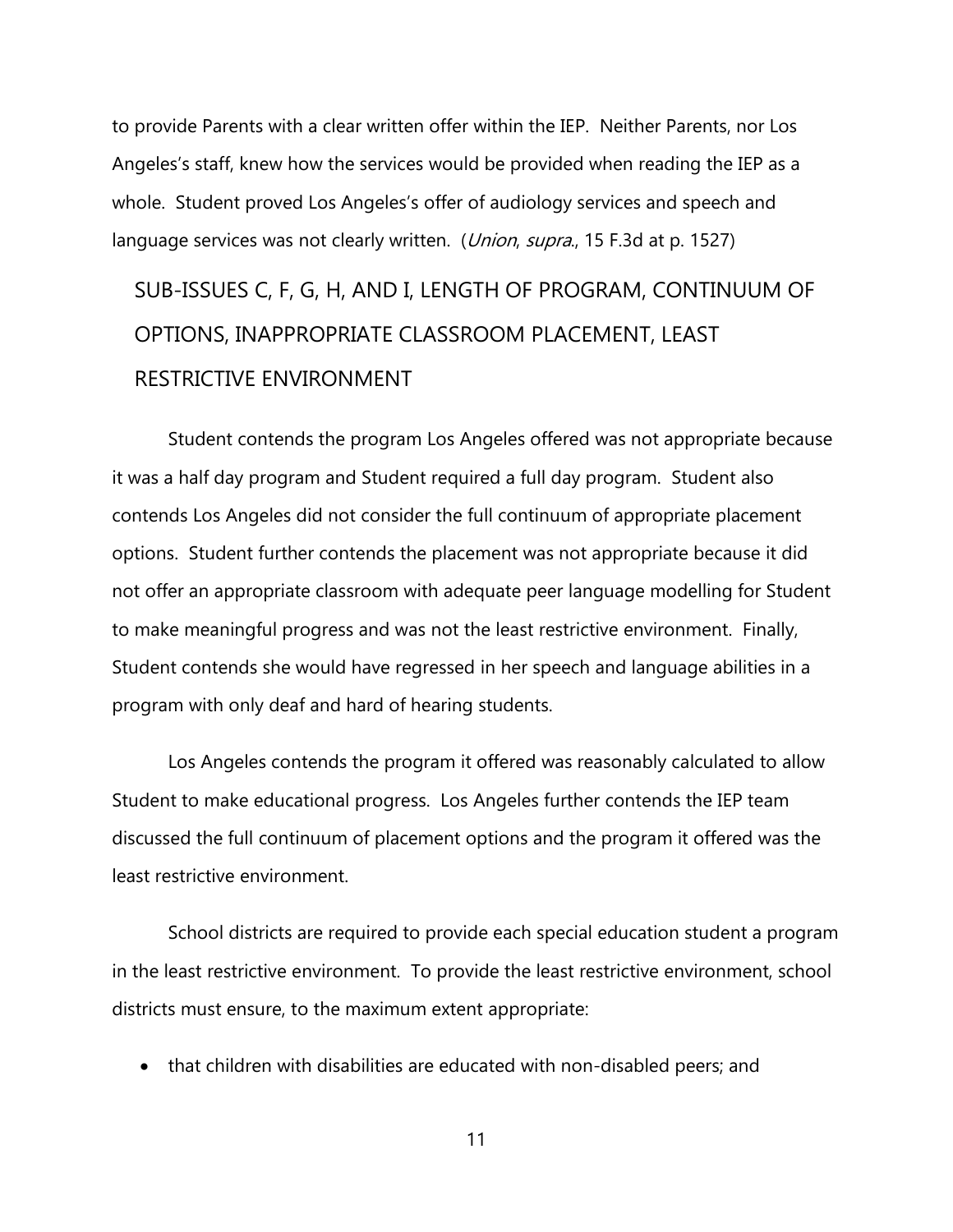to provide Parents with a clear written offer within the IEP. Neither Parents, nor Los Angeles's staff, knew how the services would be provided when reading the IEP as a whole. Student proved Los Angeles's offer of audiology services and speech and language services was not clearly written. (*Union*, *supra*., 15 F.3d at p. 1527)

## SUB-ISSUES C, F, G, H, AND I, LENGTH OF PROGRAM, CONTINUUM OF OPTIONS, INAPPROPRIATE CLASSROOM PLACEMENT, LEAST RESTRICTIVE ENVIRONMENT

Student contends the program Los Angeles offered was not appropriate because it was a half day program and Student required a full day program. Student also contends Los Angeles did not consider the full continuum of appropriate placement options. Student further contends the placement was not appropriate because it did not offer an appropriate classroom with adequate peer language modelling for Student to make meaningful progress and was not the least restrictive environment. Finally, Student contends she would have regressed in her speech and language abilities in a program with only deaf and hard of hearing students.

Los Angeles contends the program it offered was reasonably calculated to allow Student to make educational progress. Los Angeles further contends the IEP team discussed the full continuum of placement options and the program it offered was the least restrictive environment.

School districts are required to provide each special education student a program in the least restrictive environment. To provide the least restrictive environment, school districts must ensure, to the maximum extent appropriate:

- that children with disabilities are educated with non-disabled peers; and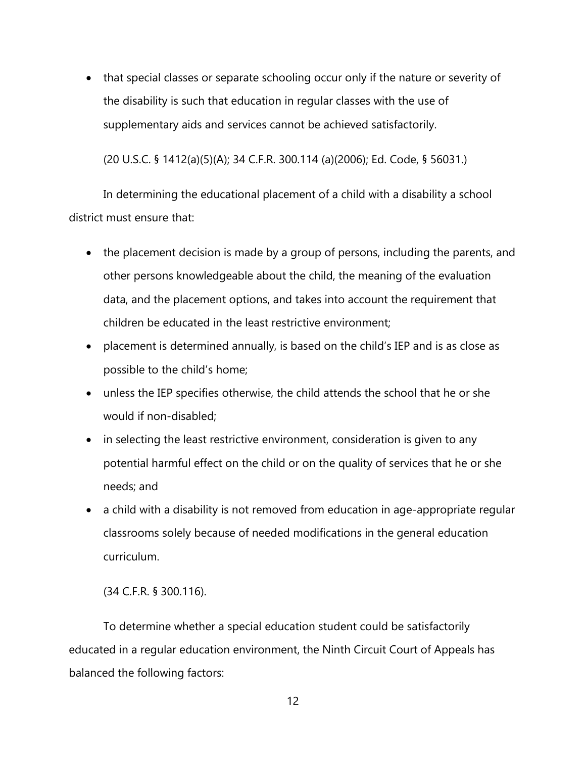- that special classes or separate schooling occur only if the nature or severity of the disability is such that education in regular classes with the use of supplementary aids and services cannot be achieved satisfactorily.

(20 U.S.C. § 1412(a)(5)(A); 34 C.F.R. 300.114 (a)(2006); Ed. Code, § 56031.)

In determining the educational placement of a child with a disability a school district must ensure that:

- the placement decision is made by a group of persons, including the parents, and other persons knowledgeable about the child, the meaning of the evaluation data, and the placement options, and takes into account the requirement that children be educated in the least restrictive environment;
- placement is determined annually, is based on the child's IEP and is as close as possible to the child's home;
- unless the IEP specifies otherwise, the child attends the school that he or she would if non-disabled;
- in selecting the least restrictive environment, consideration is given to any potential harmful effect on the child or on the quality of services that he or she needs; and
- a child with a disability is not removed from education in age-appropriate regular classrooms solely because of needed modifications in the general education curriculum.

(34 C.F.R. § 300.116).

To determine whether a special education student could be satisfactorily educated in a regular education environment, the Ninth Circuit Court of Appeals has balanced the following factors: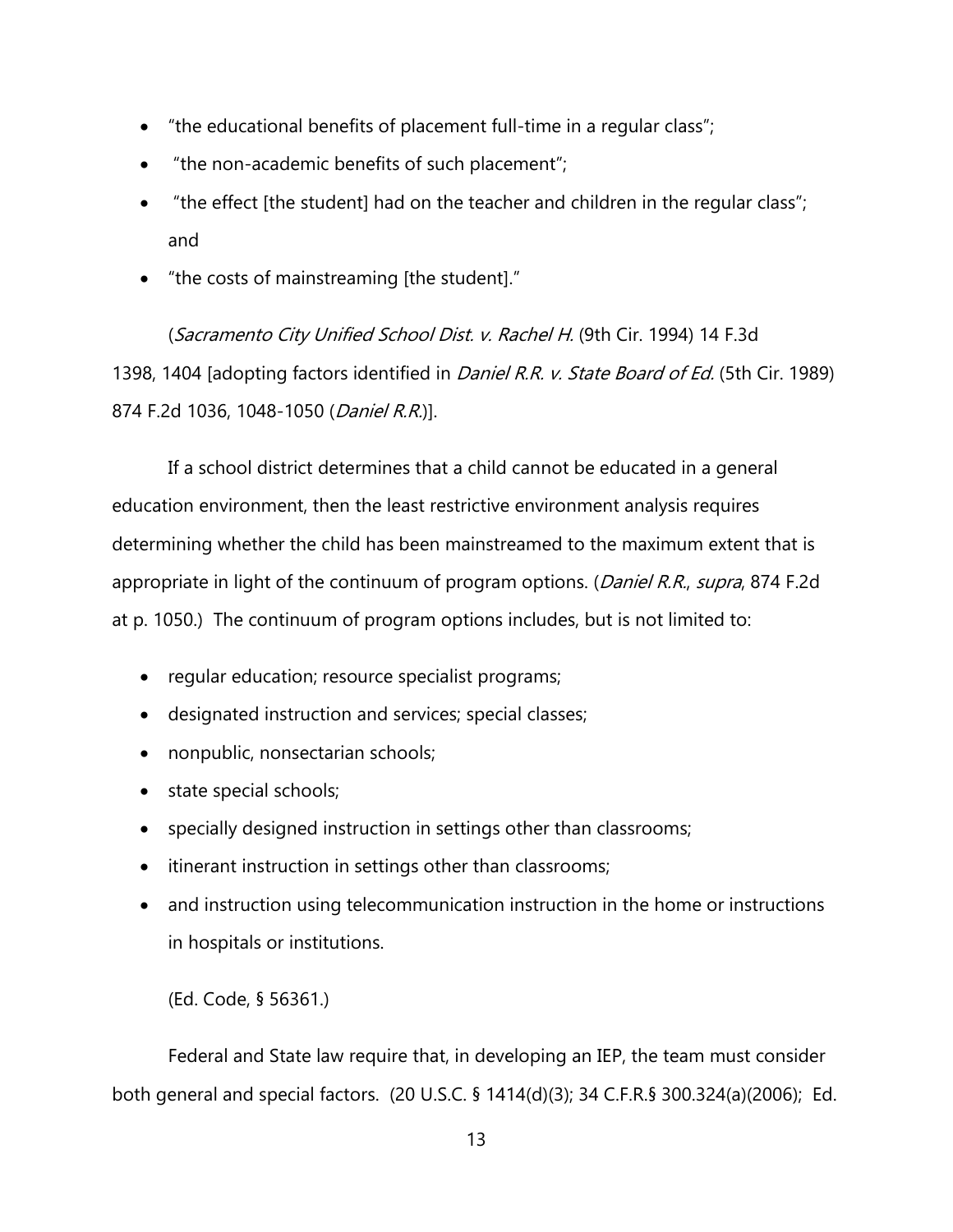- "the educational benefits of placement full-time in a regular class";
- "the non-academic benefits of such placement";
- "the effect [the student] had on the teacher and children in the regular class"; and
- "the costs of mainstreaming [the student]."

(*Sacramento City Unified School Dist. v. Rachel H.* (9th Cir. 1994) 14 F.3d 1398, 1404 [adopting factors identified in *Daniel R.R. v. State Board of Ed.* (5th Cir. 1989) 874 F.2d 1036, 1048-1050 (*Daniel R.R.*)].

If a school district determines that a child cannot be educated in a general education environment, then the least restrictive environment analysis requires determining whether the child has been mainstreamed to the maximum extent that is appropriate in light of the continuum of program options. (*Daniel R.R.*, *supra*, 874 F.2d at p. 1050.) The continuum of program options includes, but is not limited to:

- regular education; resource specialist programs;
- designated instruction and services; special classes;
- nonpublic, nonsectarian schools;
- state special schools;
- specially designed instruction in settings other than classrooms;
- itinerant instruction in settings other than classrooms;
- and instruction using telecommunication instruction in the home or instructions in hospitals or institutions.

(Ed. Code, § 56361.)

Federal and State law require that, in developing an IEP, the team must consider both general and special factors. (20 U.S.C. § 1414(d)(3); 34 C.F.R.§ 300.324(a)(2006); Ed.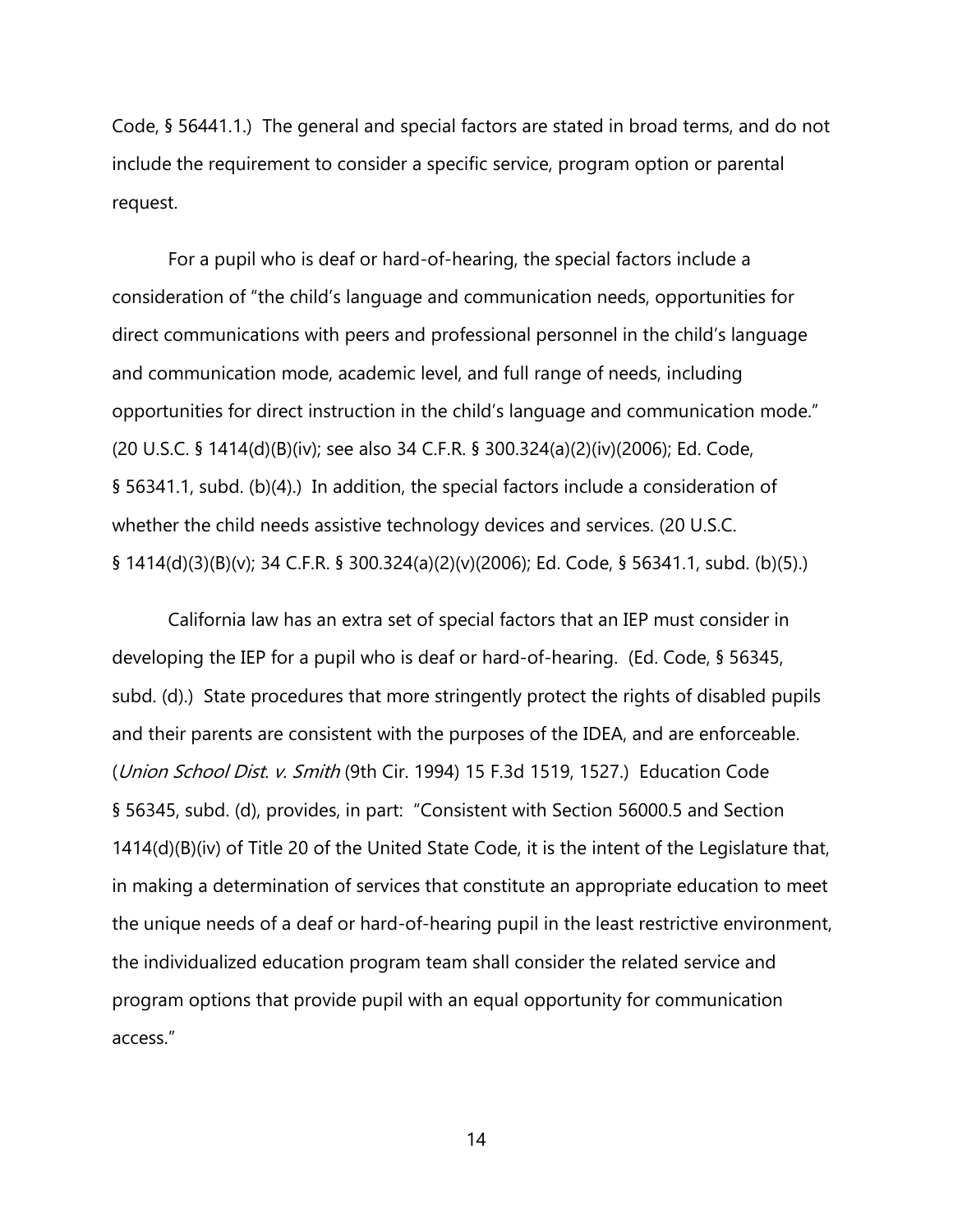Code, § 56441.1.) The general and special factors are stated in broad terms, and do not include the requirement to consider a specific service, program option or parental request.

For a pupil who is deaf or hard-of-hearing, the special factors include a consideration of "the child's language and communication needs, opportunities for direct communications with peers and professional personnel in the child's language and communication mode, academic level, and full range of needs, including opportunities for direct instruction in the child's language and communication mode." (20 U.S.C. § 1414(d)(B)(iv); see also 34 C.F.R. § 300.324(a)(2)(iv)(2006); Ed. Code, § 56341.1, subd. (b)(4).) In addition, the special factors include a consideration of whether the child needs assistive technology devices and services. (20 U.S.C. § 1414(d)(3)(B)(v); 34 C.F.R. § 300.324(a)(2)(v)(2006); Ed. Code, § 56341.1, subd. (b)(5).)

California law has an extra set of special factors that an IEP must consider in developing the IEP for a pupil who is deaf or hard-of-hearing. (Ed. Code, § 56345, subd. (d).) State procedures that more stringently protect the rights of disabled pupils and their parents are consistent with the purposes of the IDEA, and are enforceable. (*Union School Dist. v. Smith* (9th Cir. 1994) 15 F.3d 1519, 1527.) Education Code § 56345, subd. (d), provides, in part: "Consistent with Section 56000.5 and Section 1414(d)(B)(iv) of Title 20 of the United State Code, it is the intent of the Legislature that, in making a determination of services that constitute an appropriate education to meet the unique needs of a deaf or hard-of-hearing pupil in the least restrictive environment, the individualized education program team shall consider the related service and program options that provide pupil with an equal opportunity for communication access."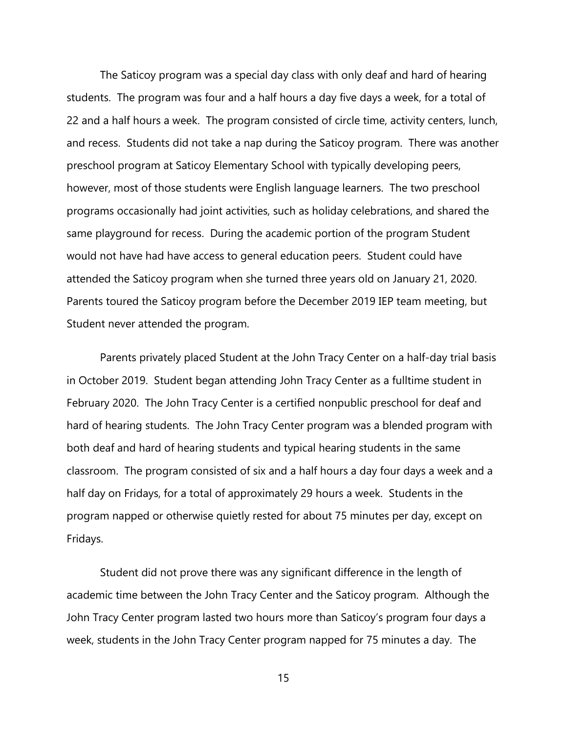The Saticoy program was a special day class with only deaf and hard of hearing students. The program was four and a half hours a day five days a week, for a total of 22 and a half hours a week. The program consisted of circle time, activity centers, lunch, and recess. Students did not take a nap during the Saticoy program. There was another preschool program at Saticoy Elementary School with typically developing peers, however, most of those students were English language learners. The two preschool programs occasionally had joint activities, such as holiday celebrations, and shared the same playground for recess. During the academic portion of the program Student would not have had have access to general education peers. Student could have attended the Saticoy program when she turned three years old on January 21, 2020. Parents toured the Saticoy program before the December 2019 IEP team meeting, but Student never attended the program.

Parents privately placed Student at the John Tracy Center on a half-day trial basis in October 2019. Student began attending John Tracy Center as a fulltime student in February 2020. The John Tracy Center is a certified nonpublic preschool for deaf and hard of hearing students. The John Tracy Center program was a blended program with both deaf and hard of hearing students and typical hearing students in the same classroom. The program consisted of six and a half hours a day four days a week and a half day on Fridays, for a total of approximately 29 hours a week. Students in the program napped or otherwise quietly rested for about 75 minutes per day, except on Fridays.

Student did not prove there was any significant difference in the length of academic time between the John Tracy Center and the Saticoy program. Although the John Tracy Center program lasted two hours more than Saticoy's program four days a week, students in the John Tracy Center program napped for 75 minutes a day. The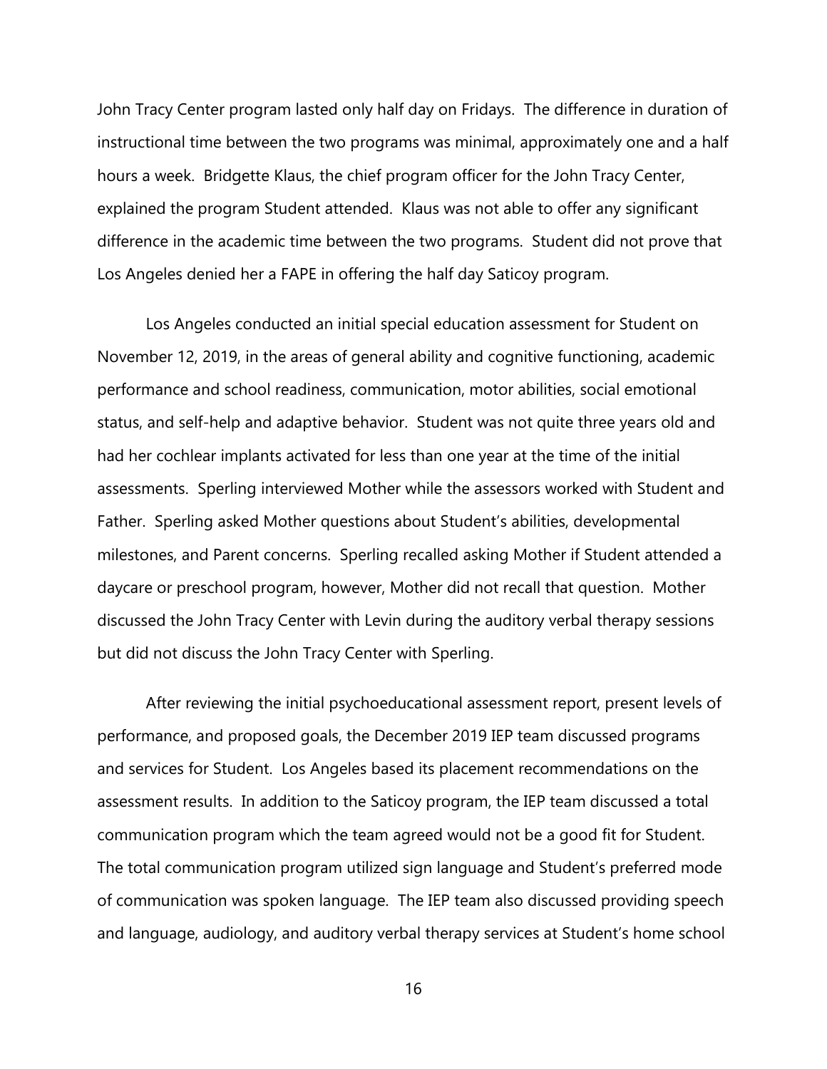John Tracy Center program lasted only half day on Fridays. The difference in duration of instructional time between the two programs was minimal, approximately one and a half hours a week. Bridgette Klaus, the chief program officer for the John Tracy Center, explained the program Student attended. Klaus was not able to offer any significant difference in the academic time between the two programs. Student did not prove that Los Angeles denied her a FAPE in offering the half day Saticoy program.

Los Angeles conducted an initial special education assessment for Student on November 12, 2019, in the areas of general ability and cognitive functioning, academic performance and school readiness, communication, motor abilities, social emotional status, and self-help and adaptive behavior. Student was not quite three years old and had her cochlear implants activated for less than one year at the time of the initial assessments. Sperling interviewed Mother while the assessors worked with Student and Father. Sperling asked Mother questions about Student's abilities, developmental milestones, and Parent concerns. Sperling recalled asking Mother if Student attended a daycare or preschool program, however, Mother did not recall that question. Mother discussed the John Tracy Center with Levin during the auditory verbal therapy sessions but did not discuss the John Tracy Center with Sperling.

After reviewing the initial psychoeducational assessment report, present levels of performance, and proposed goals, the December 2019 IEP team discussed programs and services for Student. Los Angeles based its placement recommendations on the assessment results. In addition to the Saticoy program, the IEP team discussed a total communication program which the team agreed would not be a good fit for Student. The total communication program utilized sign language and Student's preferred mode of communication was spoken language. The IEP team also discussed providing speech and language, audiology, and auditory verbal therapy services at Student's home school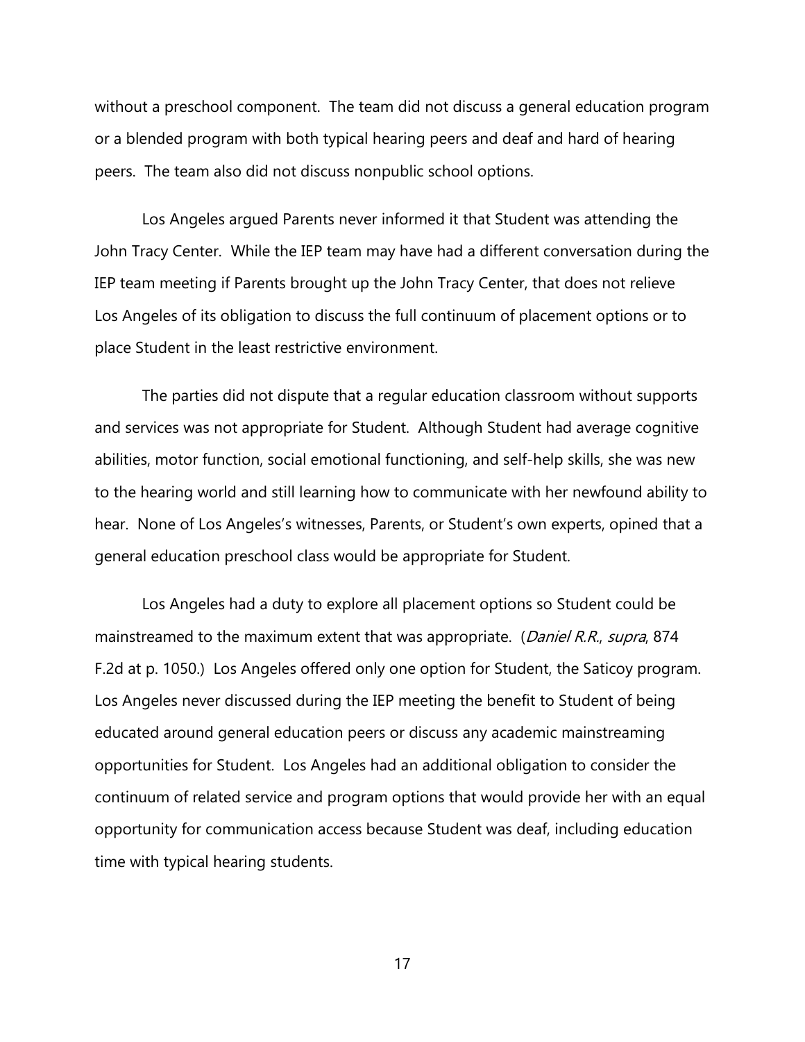without a preschool component. The team did not discuss a general education program or a blended program with both typical hearing peers and deaf and hard of hearing peers. The team also did not discuss nonpublic school options.

Los Angeles argued Parents never informed it that Student was attending the John Tracy Center. While the IEP team may have had a different conversation during the IEP team meeting if Parents brought up the John Tracy Center, that does not relieve Los Angeles of its obligation to discuss the full continuum of placement options or to place Student in the least restrictive environment.

The parties did not dispute that a regular education classroom without supports and services was not appropriate for Student. Although Student had average cognitive abilities, motor function, social emotional functioning, and self-help skills, she was new to the hearing world and still learning how to communicate with her newfound ability to hear. None of Los Angeles's witnesses, Parents, or Student's own experts, opined that a general education preschool class would be appropriate for Student.

Los Angeles had a duty to explore all placement options so Student could be mainstreamed to the maximum extent that was appropriate. (*Daniel R.R.*, *supra*, 874 F.2d at p. 1050.) Los Angeles offered only one option for Student, the Saticoy program. Los Angeles never discussed during the IEP meeting the benefit to Student of being educated around general education peers or discuss any academic mainstreaming opportunities for Student. Los Angeles had an additional obligation to consider the continuum of related service and program options that would provide her with an equal opportunity for communication access because Student was deaf, including education time with typical hearing students.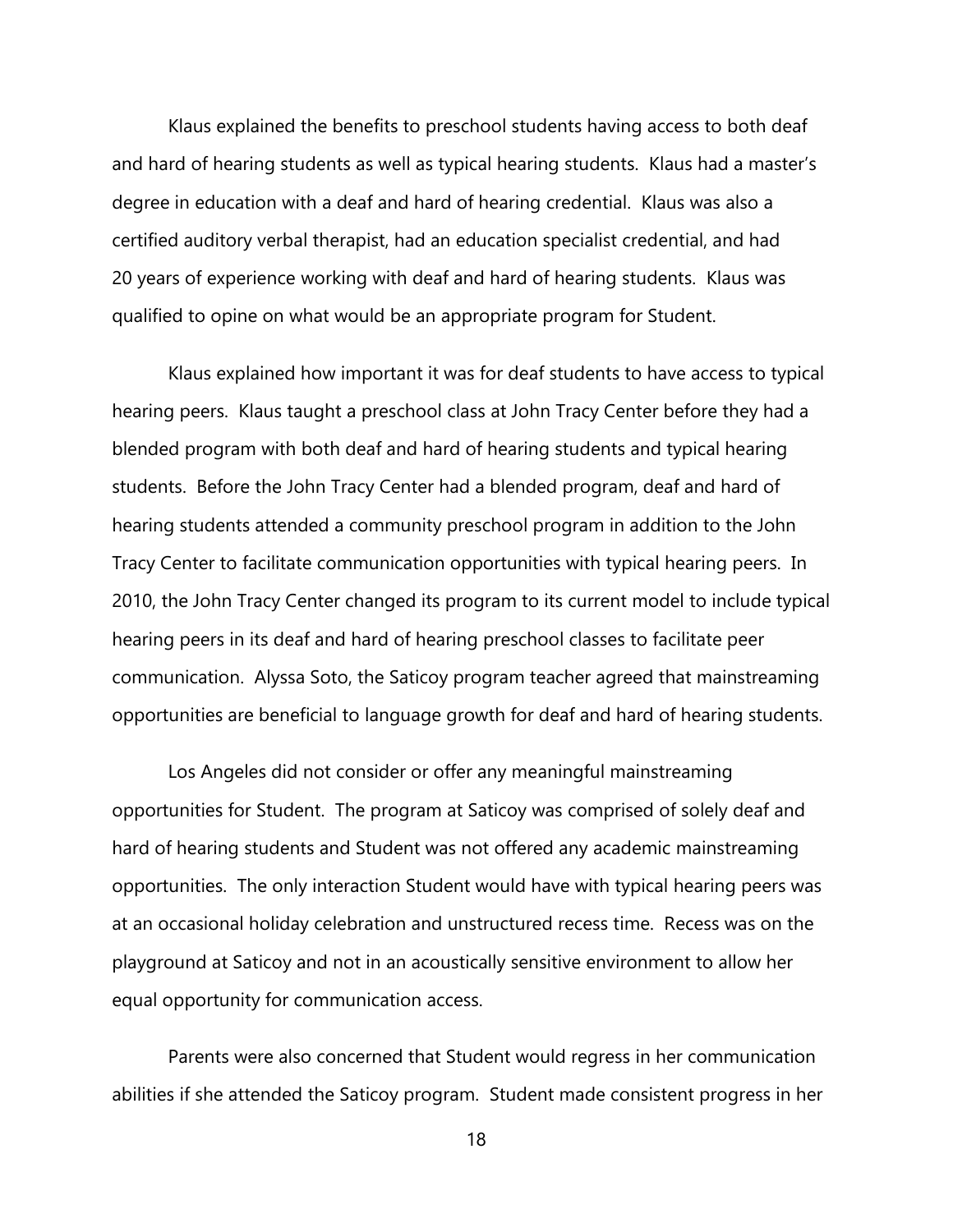Klaus explained the benefits to preschool students having access to both deaf and hard of hearing students as well as typical hearing students. Klaus had a master's degree in education with a deaf and hard of hearing credential. Klaus was also a certified auditory verbal therapist, had an education specialist credential, and had 20 years of experience working with deaf and hard of hearing students. Klaus was qualified to opine on what would be an appropriate program for Student.

Klaus explained how important it was for deaf students to have access to typical hearing peers. Klaus taught a preschool class at John Tracy Center before they had a blended program with both deaf and hard of hearing students and typical hearing students. Before the John Tracy Center had a blended program, deaf and hard of hearing students attended a community preschool program in addition to the John Tracy Center to facilitate communication opportunities with typical hearing peers. In 2010, the John Tracy Center changed its program to its current model to include typical hearing peers in its deaf and hard of hearing preschool classes to facilitate peer communication. Alyssa Soto, the Saticoy program teacher agreed that mainstreaming opportunities are beneficial to language growth for deaf and hard of hearing students.

Los Angeles did not consider or offer any meaningful mainstreaming opportunities for Student. The program at Saticoy was comprised of solely deaf and hard of hearing students and Student was not offered any academic mainstreaming opportunities. The only interaction Student would have with typical hearing peers was at an occasional holiday celebration and unstructured recess time. Recess was on the playground at Saticoy and not in an acoustically sensitive environment to allow her equal opportunity for communication access.

Parents were also concerned that Student would regress in her communication abilities if she attended the Saticoy program. Student made consistent progress in her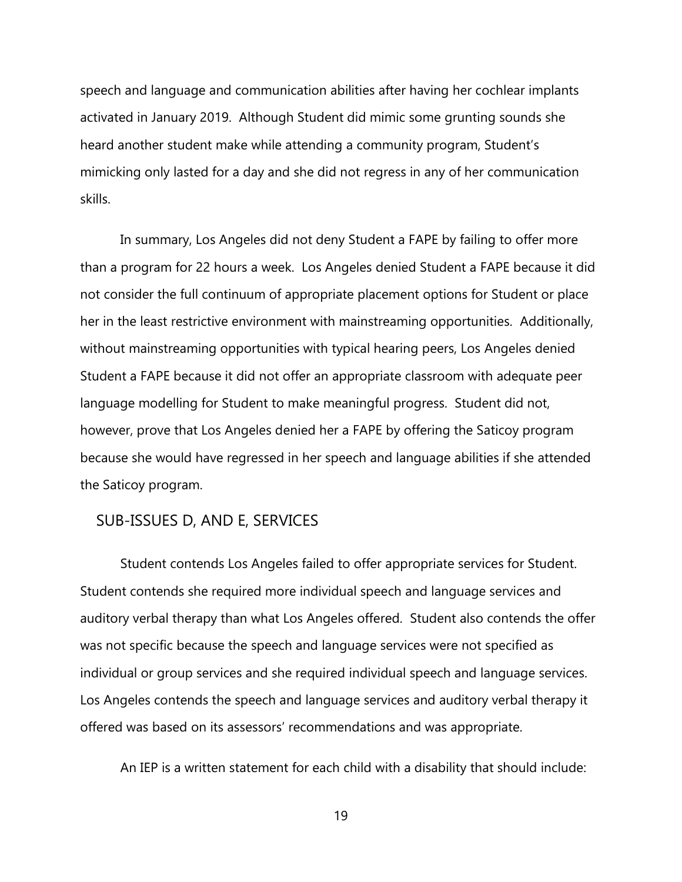speech and language and communication abilities after having her cochlear implants activated in January 2019. Although Student did mimic some grunting sounds she heard another student make while attending a community program, Student's mimicking only lasted for a day and she did not regress in any of her communication skills.

In summary, Los Angeles did not deny Student a FAPE by failing to offer more than a program for 22 hours a week. Los Angeles denied Student a FAPE because it did not consider the full continuum of appropriate placement options for Student or place her in the least restrictive environment with mainstreaming opportunities. Additionally, without mainstreaming opportunities with typical hearing peers, Los Angeles denied Student a FAPE because it did not offer an appropriate classroom with adequate peer language modelling for Student to make meaningful progress. Student did not, however, prove that Los Angeles denied her a FAPE by offering the Saticoy program because she would have regressed in her speech and language abilities if she attended the Saticoy program.

## SUB-ISSUES D, AND E, SERVICES

Student contends Los Angeles failed to offer appropriate services for Student. Student contends she required more individual speech and language services and auditory verbal therapy than what Los Angeles offered. Student also contends the offer was not specific because the speech and language services were not specified as individual or group services and she required individual speech and language services. Los Angeles contends the speech and language services and auditory verbal therapy it offered was based on its assessors' recommendations and was appropriate.

An IEP is a written statement for each child with a disability that should include: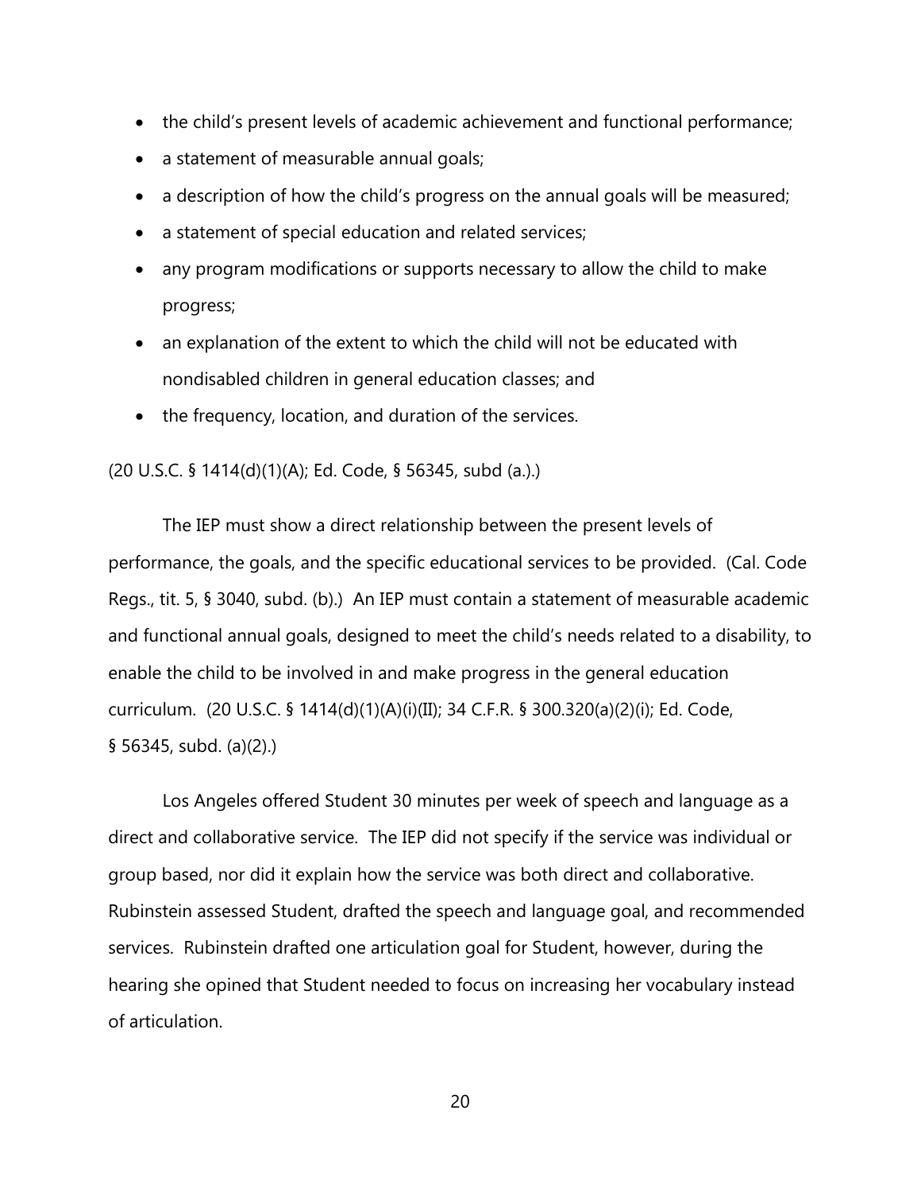- the child's present levels of academic achievement and functional performance;
- a statement of measurable annual goals;
- a description of how the child's progress on the annual goals will be measured;
- a statement of special education and related services;
- any program modifications or supports necessary to allow the child to make progress;
- an explanation of the extent to which the child will not be educated with nondisabled children in general education classes; and
- the frequency, location, and duration of the services.

(20 U.S.C. § 1414(d)(1)(A); Ed. Code, § 56345, subd (a.).)

The IEP must show a direct relationship between the present levels of performance, the goals, and the specific educational services to be provided. (Cal. Code Regs., tit. 5, § 3040, subd. (b).) An IEP must contain a statement of measurable academic and functional annual goals, designed to meet the child's needs related to a disability, to enable the child to be involved in and make progress in the general education curriculum. (20 U.S.C. § 1414(d)(1)(A)(i)(II); 34 C.F.R. § 300.320(a)(2)(i); Ed. Code, § 56345, subd. (a)(2).)

Los Angeles offered Student 30 minutes per week of speech and language as a direct and collaborative service. The IEP did not specify if the service was individual or group based, nor did it explain how the service was both direct and collaborative. Rubinstein assessed Student, drafted the speech and language goal, and recommended services. Rubinstein drafted one articulation goal for Student, however, during the hearing she opined that Student needed to focus on increasing her vocabulary instead of articulation.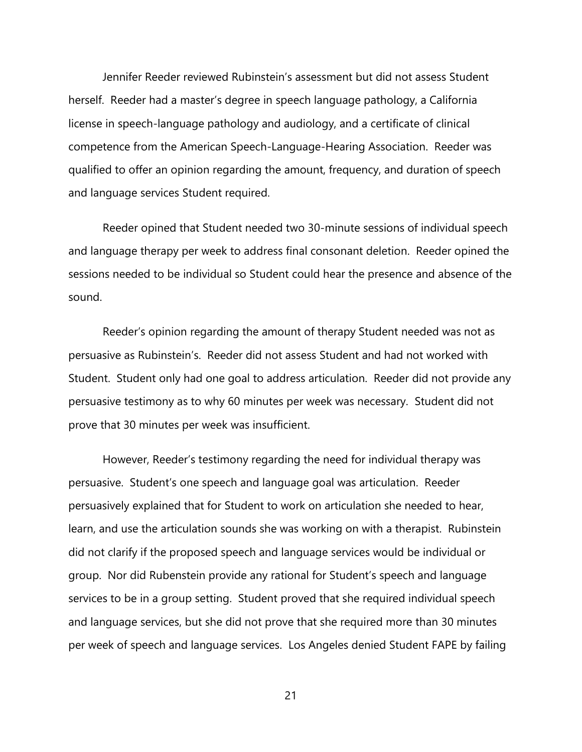Jennifer Reeder reviewed Rubinstein's assessment but did not assess Student herself. Reeder had a master's degree in speech language pathology, a California license in speech-language pathology and audiology, and a certificate of clinical competence from the American Speech-Language-Hearing Association. Reeder was qualified to offer an opinion regarding the amount, frequency, and duration of speech and language services Student required.

Reeder opined that Student needed two 30-minute sessions of individual speech and language therapy per week to address final consonant deletion. Reeder opined the sessions needed to be individual so Student could hear the presence and absence of the sound.

Reeder's opinion regarding the amount of therapy Student needed was not as persuasive as Rubinstein's. Reeder did not assess Student and had not worked with Student. Student only had one goal to address articulation. Reeder did not provide any persuasive testimony as to why 60 minutes per week was necessary. Student did not prove that 30 minutes per week was insufficient.

However, Reeder's testimony regarding the need for individual therapy was persuasive. Student's one speech and language goal was articulation. Reeder persuasively explained that for Student to work on articulation she needed to hear, learn, and use the articulation sounds she was working on with a therapist. Rubinstein did not clarify if the proposed speech and language services would be individual or group. Nor did Rubenstein provide any rational for Student's speech and language services to be in a group setting. Student proved that she required individual speech and language services, but she did not prove that she required more than 30 minutes per week of speech and language services. Los Angeles denied Student FAPE by failing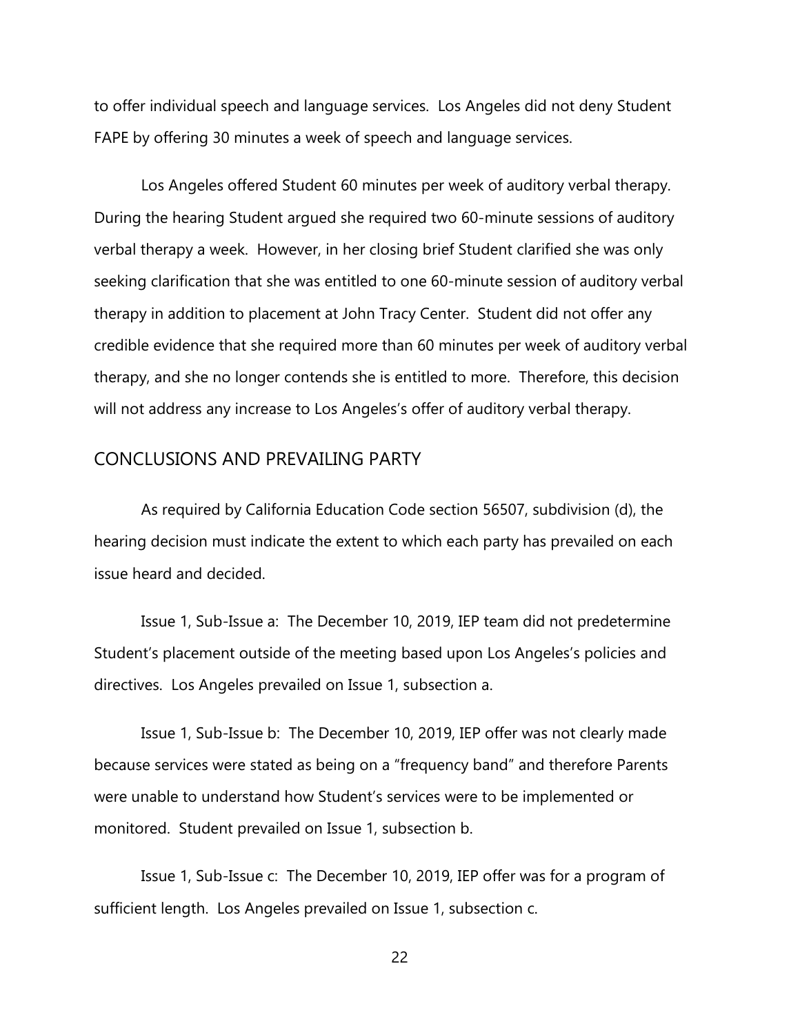to offer individual speech and language services. Los Angeles did not deny Student FAPE by offering 30 minutes a week of speech and language services.

Los Angeles offered Student 60 minutes per week of auditory verbal therapy. During the hearing Student argued she required two 60-minute sessions of auditory verbal therapy a week. However, in her closing brief Student clarified she was only seeking clarification that she was entitled to one 60-minute session of auditory verbal therapy in addition to placement at John Tracy Center. Student did not offer any credible evidence that she required more than 60 minutes per week of auditory verbal therapy, and she no longer contends she is entitled to more. Therefore, this decision will not address any increase to Los Angeles's offer of auditory verbal therapy.

## CONCLUSIONS AND PREVAILING PARTY

As required by California Education Code section 56507, subdivision (d), the hearing decision must indicate the extent to which each party has prevailed on each issue heard and decided.

Issue 1, Sub-Issue a: The December 10, 2019, IEP team did not predetermine Student's placement outside of the meeting based upon Los Angeles's policies and directives. Los Angeles prevailed on Issue 1, subsection a.

Issue 1, Sub-Issue b: The December 10, 2019, IEP offer was not clearly made because services were stated as being on a "frequency band" and therefore Parents were unable to understand how Student's services were to be implemented or monitored. Student prevailed on Issue 1, subsection b.

Issue 1, Sub-Issue c: The December 10, 2019, IEP offer was for a program of sufficient length. Los Angeles prevailed on Issue 1, subsection c.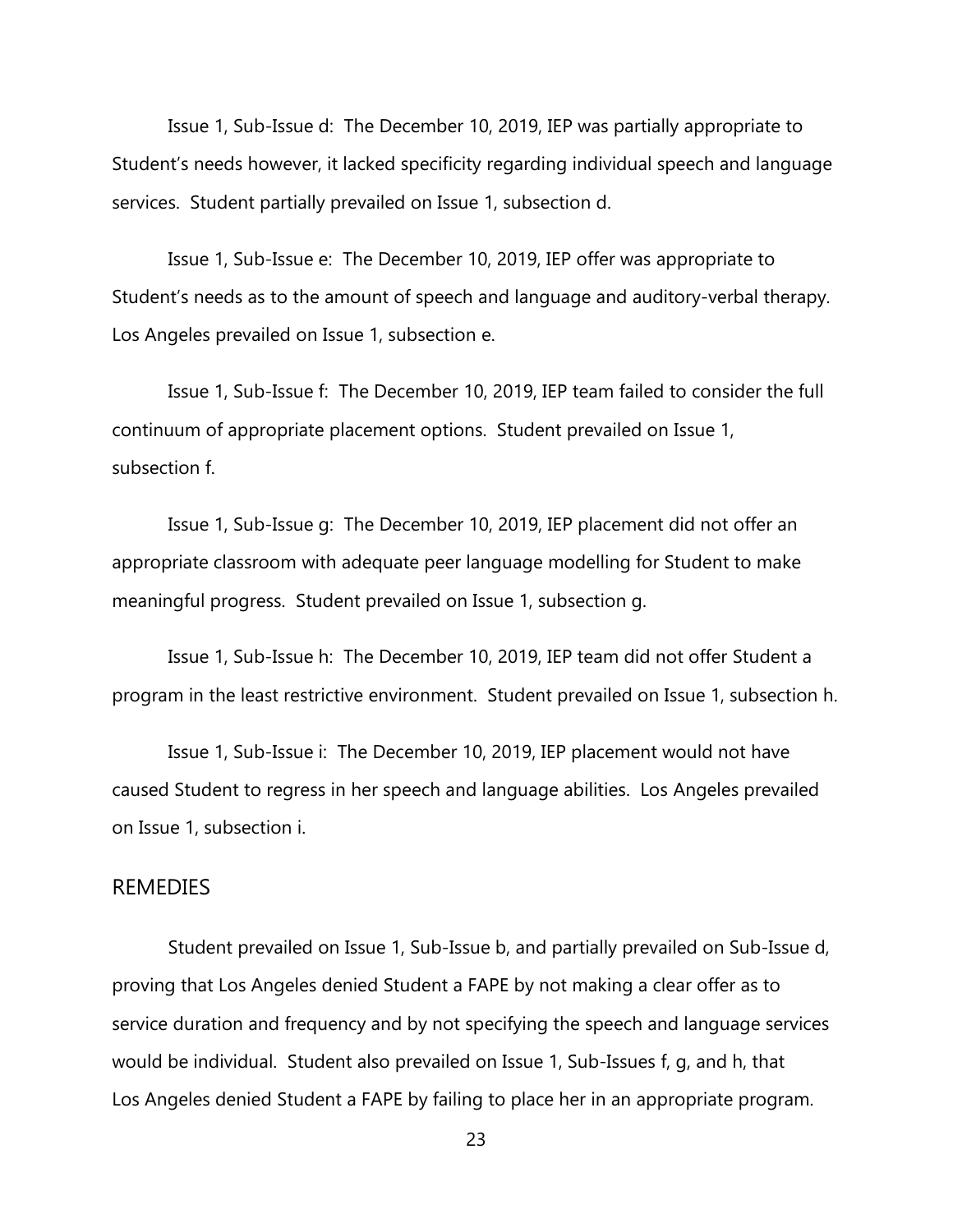Issue 1, Sub-Issue d: The December 10, 2019, IEP was partially appropriate to Student's needs however, it lacked specificity regarding individual speech and language services. Student partially prevailed on Issue 1, subsection d.

Issue 1, Sub-Issue e: The December 10, 2019, IEP offer was appropriate to Student's needs as to the amount of speech and language and auditory-verbal therapy. Los Angeles prevailed on Issue 1, subsection e.

Issue 1, Sub-Issue f: The December 10, 2019, IEP team failed to consider the full continuum of appropriate placement options. Student prevailed on Issue 1, subsection f.

Issue 1, Sub-Issue g: The December 10, 2019, IEP placement did not offer an appropriate classroom with adequate peer language modelling for Student to make meaningful progress. Student prevailed on Issue 1, subsection g.

Issue 1, Sub-Issue h: The December 10, 2019, IEP team did not offer Student a program in the least restrictive environment. Student prevailed on Issue 1, subsection h.

Issue 1, Sub-Issue i: The December 10, 2019, IEP placement would not have caused Student to regress in her speech and language abilities. Los Angeles prevailed on Issue 1, subsection i.

## REMEDIES

Student prevailed on Issue 1, Sub-Issue b, and partially prevailed on Sub-Issue d, proving that Los Angeles denied Student a FAPE by not making a clear offer as to service duration and frequency and by not specifying the speech and language services would be individual. Student also prevailed on Issue 1, Sub-Issues f, g, and h, that Los Angeles denied Student a FAPE by failing to place her in an appropriate program.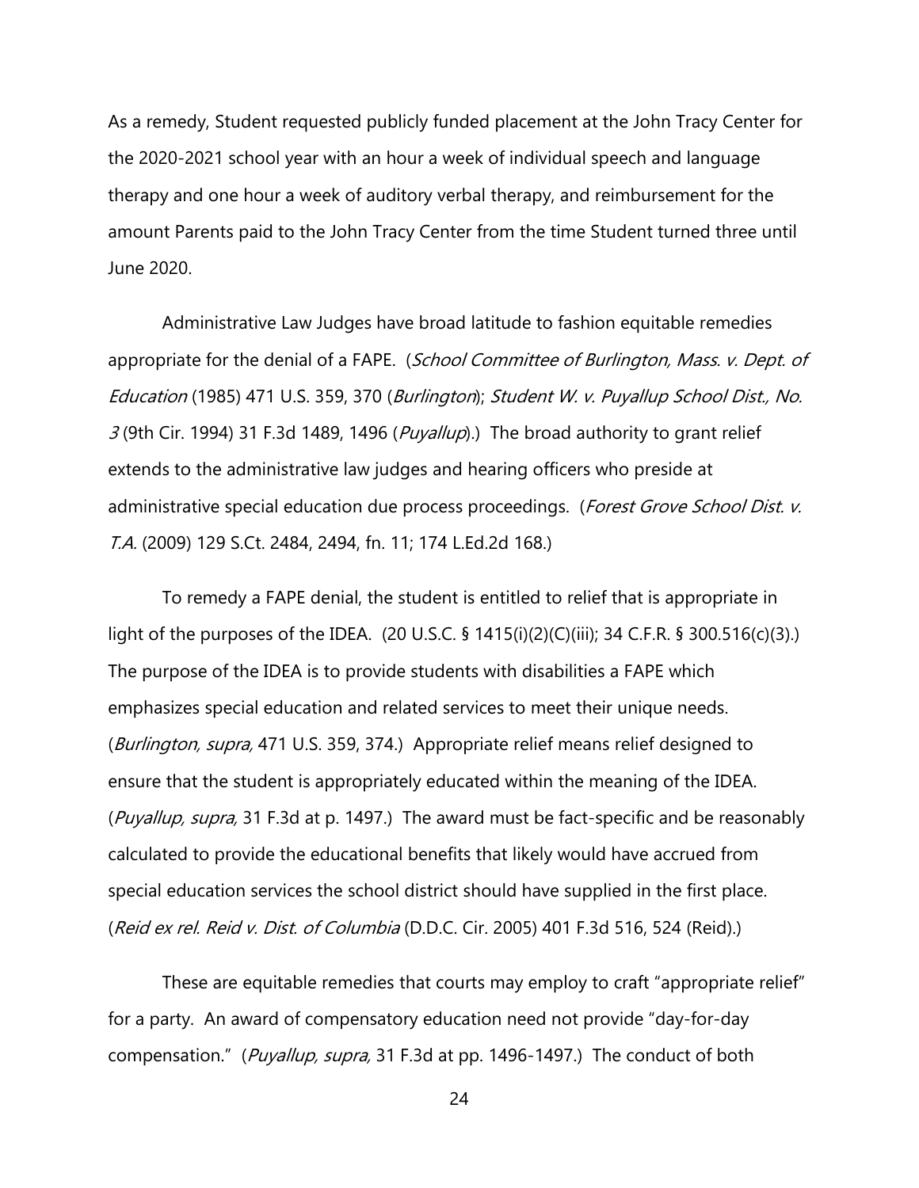As a remedy, Student requested publicly funded placement at the John Tracy Center for the 2020-2021 school year with an hour a week of individual speech and language therapy and one hour a week of auditory verbal therapy, and reimbursement for the amount Parents paid to the John Tracy Center from the time Student turned three until June 2020.

Administrative Law Judges have broad latitude to fashion equitable remedies appropriate for the denial of a FAPE. (*School Committee of Burlington, Mass. v. Dept. of Education* (1985) 471 U.S. 359, 370 (*Burlington*); *Student W. v. Puyallup School Dist., No. 3* (9th Cir. 1994) 31 F.3d 1489, 1496 (*Puyallup*).) The broad authority to grant relief extends to the administrative law judges and hearing officers who preside at administrative special education due process proceedings. (*Forest Grove School Dist. v. T.A.* (2009) 129 S.Ct. 2484, 2494, fn. 11; 174 L.Ed.2d 168.)

To remedy a FAPE denial, the student is entitled to relief that is appropriate in light of the purposes of the IDEA. (20 U.S.C. § 1415(i)(2)(C)(iii); 34 C.F.R. § 300.516(c)(3).) The purpose of the IDEA is to provide students with disabilities a FAPE which emphasizes special education and related services to meet their unique needs. (*Burlington, supra,* 471 U.S. 359, 374.) Appropriate relief means relief designed to ensure that the student is appropriately educated within the meaning of the IDEA. (*Puyallup, supra,* 31 F.3d at p. 1497.) The award must be fact-specific and be reasonably calculated to provide the educational benefits that likely would have accrued from special education services the school district should have supplied in the first place. (*Reid ex rel. Reid v. Dist. of Columbia* (D.D.C. Cir. 2005) 401 F.3d 516, 524 (Reid).)

These are equitable remedies that courts may employ to craft "appropriate relief" for a party. An award of compensatory education need not provide "day-for-day compensation." (*Puyallup, supra,* 31 F.3d at pp. 1496-1497.) The conduct of both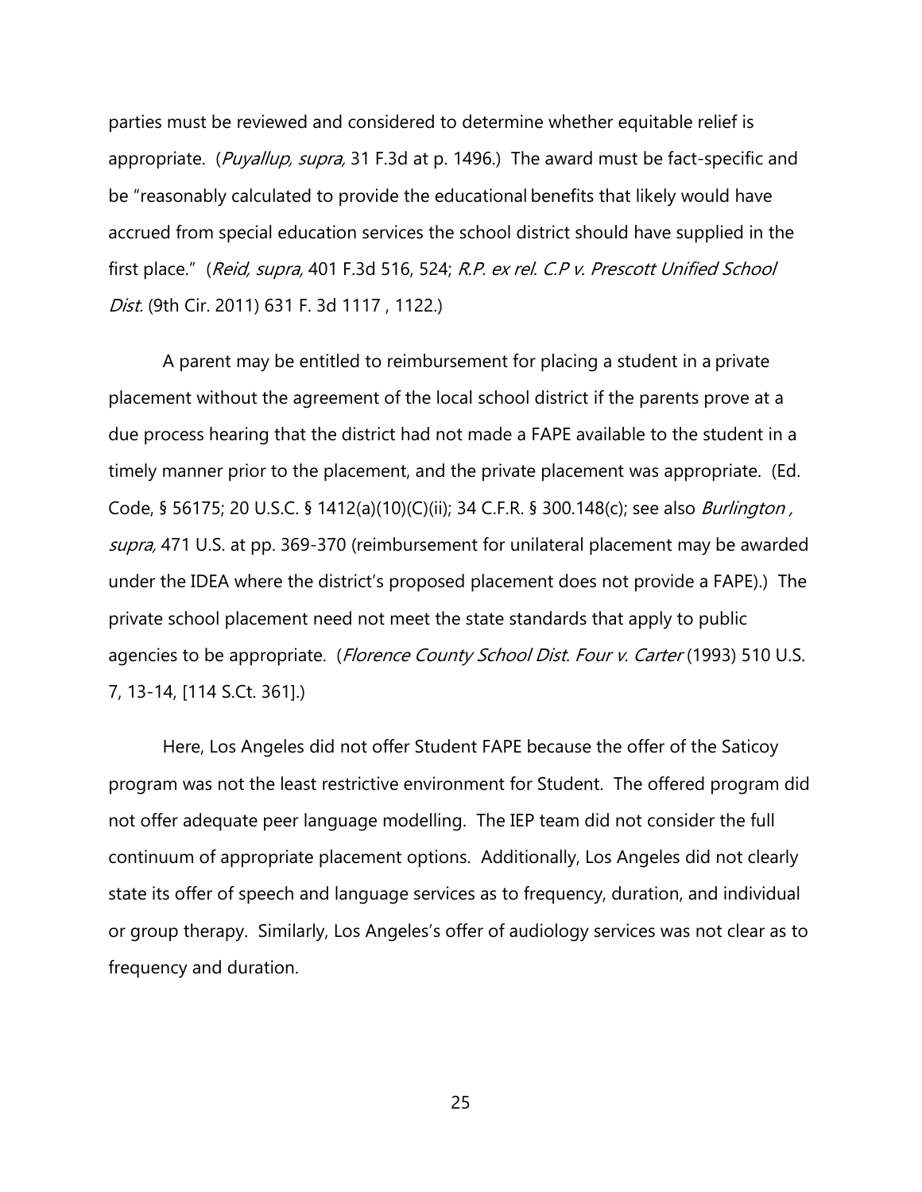parties must be reviewed and considered to determine whether equitable relief is appropriate. (*Puyallup, supra,* 31 F.3d at p. 1496.) The award must be fact-specific and be "reasonably calculated to provide the educational benefits that likely would have accrued from special education services the school district should have supplied in the first place." (*Reid, supra,* 401 F.3d 516, 524; *R.P. ex rel. C.P v. Prescott Unified School Dist.* (9th Cir. 2011) 631 F. 3d 1117 , 1122.)

A parent may be entitled to reimbursement for placing a student in a private placement without the agreement of the local school district if the parents prove at a due process hearing that the district had not made a FAPE available to the student in a timely manner prior to the placement, and the private placement was appropriate. (Ed. Code, § 56175; 20 U.S.C. § 1412(a)(10)(C)(ii); 34 C.F.R. § 300.148(c); see also *Burlington , supra,* 471 U.S. at pp. 369-370 (reimbursement for unilateral placement may be awarded under the IDEA where the district's proposed placement does not provide a FAPE).) The private school placement need not meet the state standards that apply to public agencies to be appropriate. (*Florence County School Dist. Four v. Carter* (1993) 510 U.S. 7, 13-14, [114 S.Ct. 361].)

Here, Los Angeles did not offer Student FAPE because the offer of the Saticoy program was not the least restrictive environment for Student. The offered program did not offer adequate peer language modelling. The IEP team did not consider the full continuum of appropriate placement options. Additionally, Los Angeles did not clearly state its offer of speech and language services as to frequency, duration, and individual or group therapy. Similarly, Los Angeles's offer of audiology services was not clear as to frequency and duration.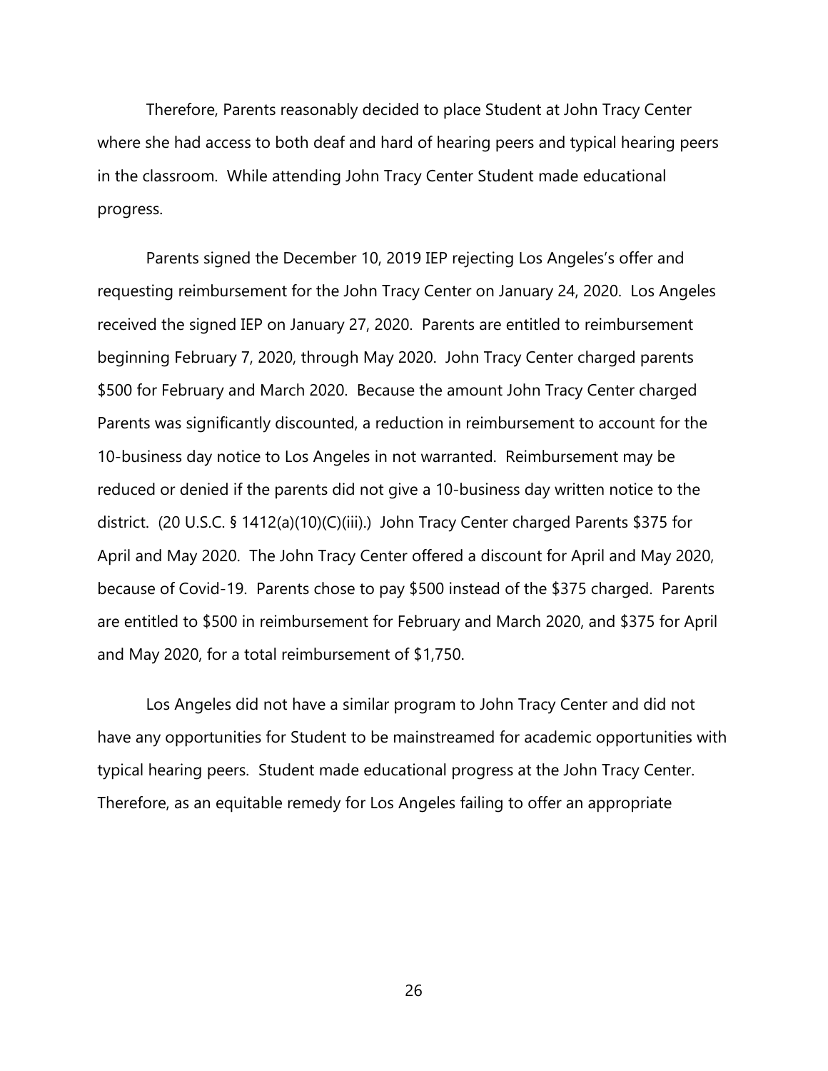Therefore, Parents reasonably decided to place Student at John Tracy Center where she had access to both deaf and hard of hearing peers and typical hearing peers in the classroom. While attending John Tracy Center Student made educational progress.

Parents signed the December 10, 2019 IEP rejecting Los Angeles's offer and requesting reimbursement for the John Tracy Center on January 24, 2020. Los Angeles received the signed IEP on January 27, 2020. Parents are entitled to reimbursement beginning February 7, 2020, through May 2020. John Tracy Center charged parents $500 for February and March 2020. Because the amount John Tracy Center charged Parents was significantly discounted, a reduction in reimbursement to account for the 10-business day notice to Los Angeles in not warranted. Reimbursement may be reduced or denied if the parents did not give a 10-business day written notice to the district. (20 U.S.C. § 1412(a)(10)(C)(iii).) John Tracy Center charged Parents $375 for April and May 2020. The John Tracy Center offered a discount for April and May 2020, because of Covid-19. Parents chose to pay $500 instead of the $375 charged. Parents are entitled to $500 in reimbursement for February and March 2020, and $375 for April and May 2020, for a total reimbursement of $1,750.

Los Angeles did not have a similar program to John Tracy Center and did not have any opportunities for Student to be mainstreamed for academic opportunities with typical hearing peers. Student made educational progress at the John Tracy Center. Therefore, as an equitable remedy for Los Angeles failing to offer an appropriate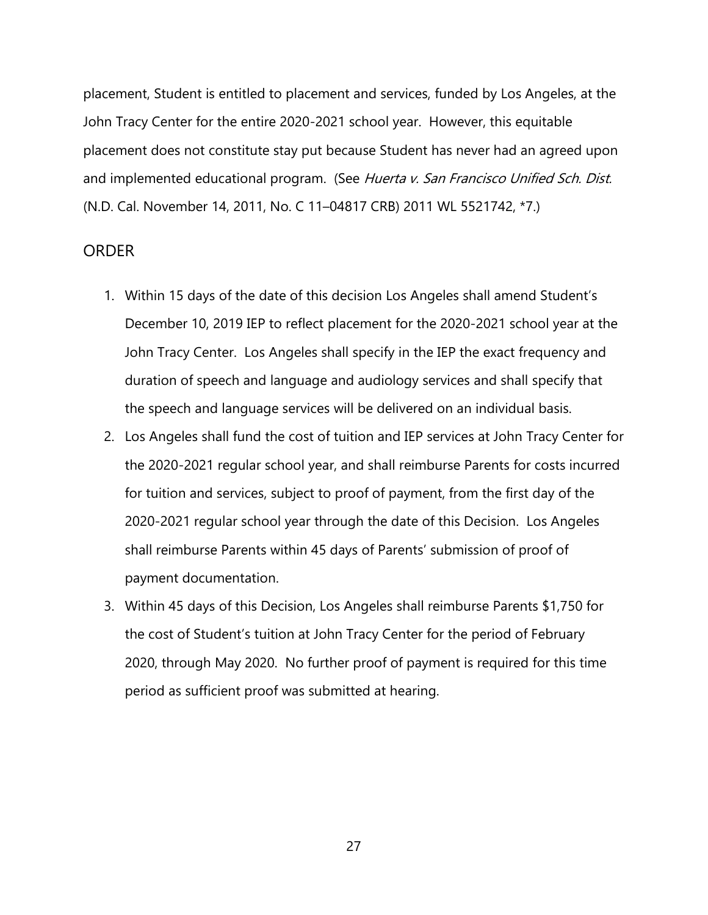placement, Student is entitled to placement and services, funded by Los Angeles, at the John Tracy Center for the entire 2020-2021 school year. However, this equitable placement does not constitute stay put because Student has never had an agreed upon and implemented educational program. (See *Huerta v. San Francisco Unified Sch. Dist.* (N.D. Cal. November 14, 2011, No. C 11–04817 CRB) 2011 WL 5521742, *7.)

## ORDER

1. Within 15 days of the date of this decision Los Angeles shall amend Student's December 10, 2019 IEP to reflect placement for the 2020-2021 school year at the John Tracy Center. Los Angeles shall specify in the IEP the exact frequency and duration of speech and language and audiology services and shall specify that the speech and language services will be delivered on an individual basis.
2. Los Angeles shall fund the cost of tuition and IEP services at John Tracy Center for the 2020-2021 regular school year, and shall reimburse Parents for costs incurred for tuition and services, subject to proof of payment, from the first day of the 2020-2021 regular school year through the date of this Decision. Los Angeles shall reimburse Parents within 45 days of Parents' submission of proof of payment documentation.
3. Within 45 days of this Decision, Los Angeles shall reimburse Parents $1,750 for the cost of Student's tuition at John Tracy Center for the period of February 2020, through May 2020. No further proof of payment is required for this time period as sufficient proof was submitted at hearing.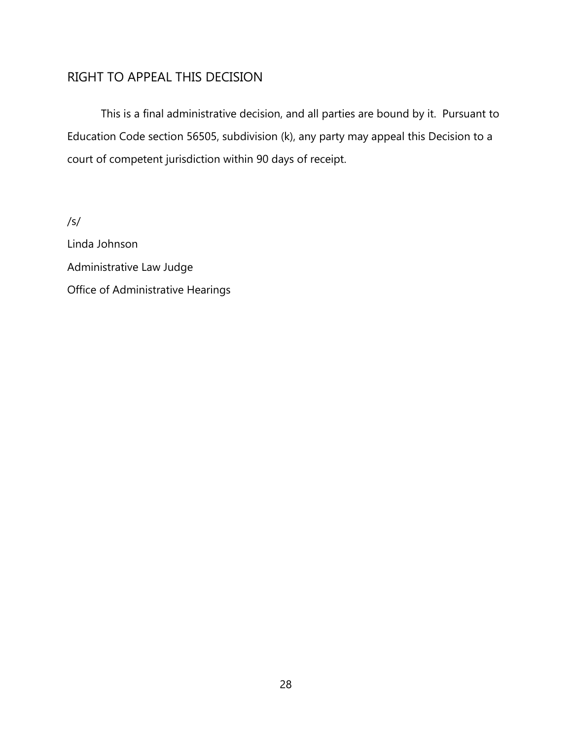## RIGHT TO APPEAL THIS DECISION

This is a final administrative decision, and all parties are bound by it. Pursuant to Education Code section 56505, subdivision (k), any party may appeal this Decision to a court of competent jurisdiction within 90 days of receipt.

/s/

Linda Johnson

Administrative Law Judge

Office of Administrative Hearings